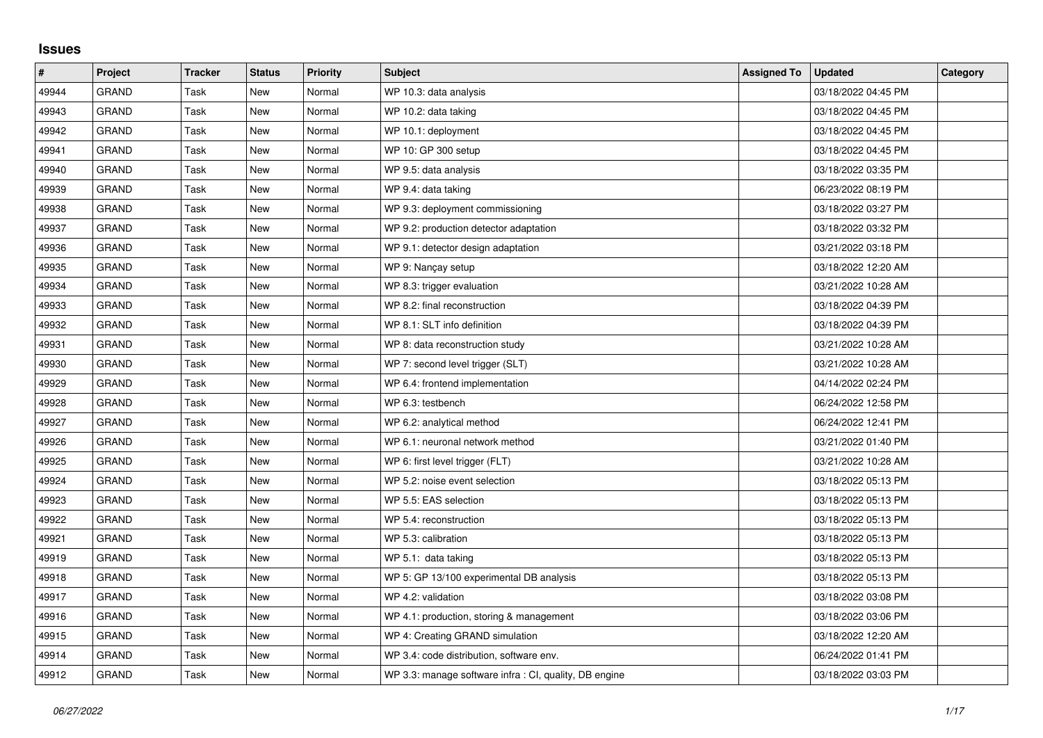## Issues

| # | Project | Tracker | Status | Priority | Subject | Assigned To | Updated | Category |
|---|---|---|---|---|---|---|---|---|
| 49944 | GRAND | Task | New | Normal | WP 10.3: data analysis | | 03/18/2022 04:45 PM | |
| 49943 | GRAND | Task | New | Normal | WP 10.2: data taking | | 03/18/2022 04:45 PM | |
| 49942 | GRAND | Task | New | Normal | WP 10.1: deployment | | 03/18/2022 04:45 PM | |
| 49941 | GRAND | Task | New | Normal | WP 10: GP 300 setup | | 03/18/2022 04:45 PM | |
| 49940 | GRAND | Task | New | Normal | WP 9.5: data analysis | | 03/18/2022 03:35 PM | |
| 49939 | GRAND | Task | New | Normal | WP 9.4: data taking | | 06/23/2022 08:19 PM | |
| 49938 | GRAND | Task | New | Normal | WP 9.3: deployment commissioning | | 03/18/2022 03:27 PM | |
| 49937 | GRAND | Task | New | Normal | WP 9.2: production detector adaptation | | 03/18/2022 03:32 PM | |
| 49936 | GRAND | Task | New | Normal | WP 9.1: detector design adaptation | | 03/21/2022 03:18 PM | |
| 49935 | GRAND | Task | New | Normal | WP 9: Nançay setup | | 03/18/2022 12:20 AM | |
| 49934 | GRAND | Task | New | Normal | WP 8.3: trigger evaluation | | 03/21/2022 10:28 AM | |
| 49933 | GRAND | Task | New | Normal | WP 8.2: final reconstruction | | 03/18/2022 04:39 PM | |
| 49932 | GRAND | Task | New | Normal | WP 8.1: SLT info definition | | 03/18/2022 04:39 PM | |
| 49931 | GRAND | Task | New | Normal | WP 8: data reconstruction study | | 03/21/2022 10:28 AM | |
| 49930 | GRAND | Task | New | Normal | WP 7: second level trigger (SLT) | | 03/21/2022 10:28 AM | |
| 49929 | GRAND | Task | New | Normal | WP 6.4: frontend implementation | | 04/14/2022 02:24 PM | |
| 49928 | GRAND | Task | New | Normal | WP 6.3: testbench | | 06/24/2022 12:58 PM | |
| 49927 | GRAND | Task | New | Normal | WP 6.2: analytical method | | 06/24/2022 12:41 PM | |
| 49926 | GRAND | Task | New | Normal | WP 6.1: neuronal network method | | 03/21/2022 01:40 PM | |
| 49925 | GRAND | Task | New | Normal | WP 6: first level trigger (FLT) | | 03/21/2022 10:28 AM | |
| 49924 | GRAND | Task | New | Normal | WP 5.2: noise event selection | | 03/18/2022 05:13 PM | |
| 49923 | GRAND | Task | New | Normal | WP 5.5: EAS selection | | 03/18/2022 05:13 PM | |
| 49922 | GRAND | Task | New | Normal | WP 5.4: reconstruction | | 03/18/2022 05:13 PM | |
| 49921 | GRAND | Task | New | Normal | WP 5.3: calibration | | 03/18/2022 05:13 PM | |
| 49919 | GRAND | Task | New | Normal | WP 5.1:  data taking | | 03/18/2022 05:13 PM | |
| 49918 | GRAND | Task | New | Normal | WP 5: GP 13/100 experimental DB analysis | | 03/18/2022 05:13 PM | |
| 49917 | GRAND | Task | New | Normal | WP 4.2: validation | | 03/18/2022 03:08 PM | |
| 49916 | GRAND | Task | New | Normal | WP 4.1: production, storing & management | | 03/18/2022 03:06 PM | |
| 49915 | GRAND | Task | New | Normal | WP 4: Creating GRAND simulation | | 03/18/2022 12:20 AM | |
| 49914 | GRAND | Task | New | Normal | WP 3.4: code distribution, software env. | | 06/24/2022 01:41 PM | |
| 49912 | GRAND | Task | New | Normal | WP 3.3: manage software infra : CI, quality, DB engine | | 03/18/2022 03:03 PM | |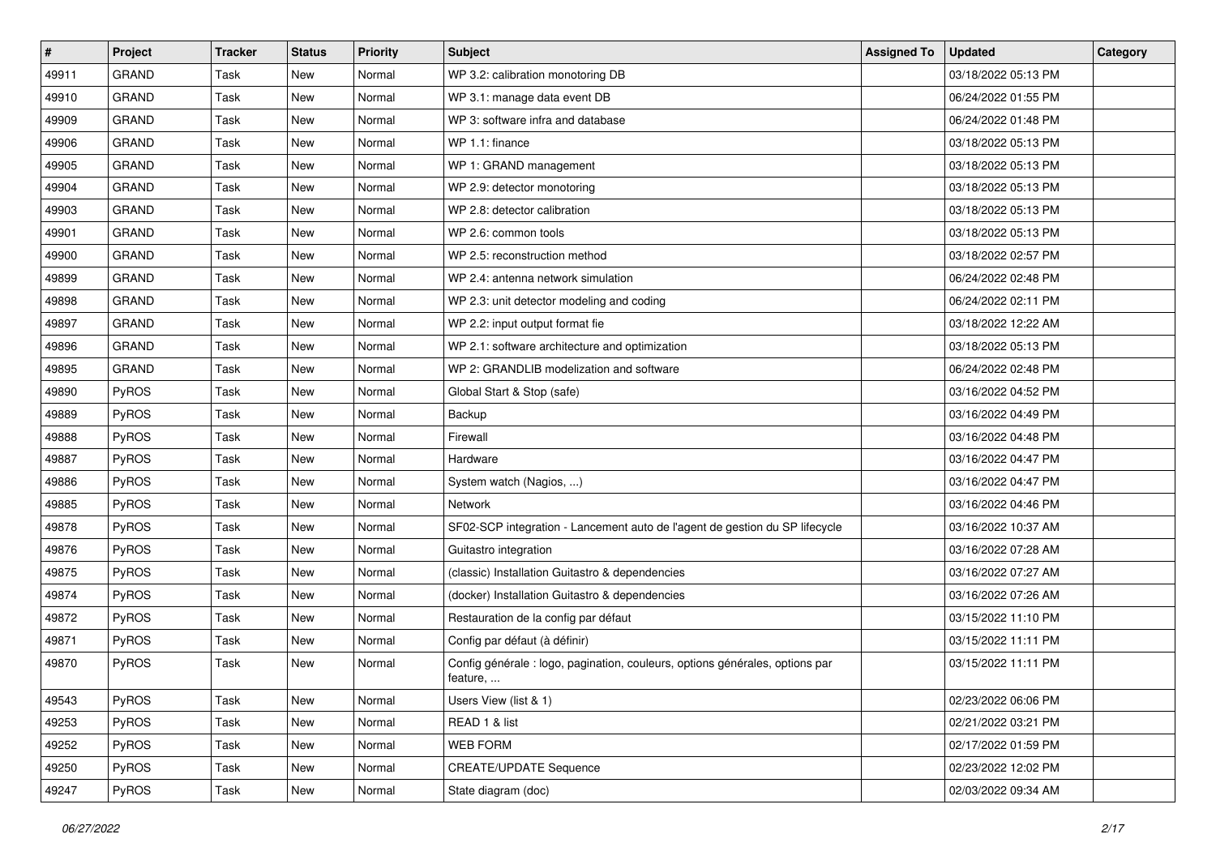| # | Project | Tracker | Status | Priority | Subject | Assigned To | Updated | Category |
|---|---|---|---|---|---|---|---|---|
| 49911 | GRAND | Task | New | Normal | WP 3.2: calibration monotoring DB | | 03/18/2022 05:13 PM | |
| 49910 | GRAND | Task | New | Normal | WP 3.1: manage data event DB | | 06/24/2022 01:55 PM | |
| 49909 | GRAND | Task | New | Normal | WP 3: software infra and database | | 06/24/2022 01:48 PM | |
| 49906 | GRAND | Task | New | Normal | WP 1.1: finance | | 03/18/2022 05:13 PM | |
| 49905 | GRAND | Task | New | Normal | WP 1: GRAND management | | 03/18/2022 05:13 PM | |
| 49904 | GRAND | Task | New | Normal | WP 2.9: detector monotoring | | 03/18/2022 05:13 PM | |
| 49903 | GRAND | Task | New | Normal | WP 2.8: detector calibration | | 03/18/2022 05:13 PM | |
| 49901 | GRAND | Task | New | Normal | WP 2.6: common tools | | 03/18/2022 05:13 PM | |
| 49900 | GRAND | Task | New | Normal | WP 2.5: reconstruction method | | 03/18/2022 02:57 PM | |
| 49899 | GRAND | Task | New | Normal | WP 2.4: antenna network simulation | | 06/24/2022 02:48 PM | |
| 49898 | GRAND | Task | New | Normal | WP 2.3: unit detector modeling and coding | | 06/24/2022 02:11 PM | |
| 49897 | GRAND | Task | New | Normal | WP 2.2: input output format fie | | 03/18/2022 12:22 AM | |
| 49896 | GRAND | Task | New | Normal | WP 2.1: software architecture and optimization | | 03/18/2022 05:13 PM | |
| 49895 | GRAND | Task | New | Normal | WP 2: GRANDLIB modelization and software | | 06/24/2022 02:48 PM | |
| 49890 | PyROS | Task | New | Normal | Global Start & Stop (safe) | | 03/16/2022 04:52 PM | |
| 49889 | PyROS | Task | New | Normal | Backup | | 03/16/2022 04:49 PM | |
| 49888 | PyROS | Task | New | Normal | Firewall | | 03/16/2022 04:48 PM | |
| 49887 | PyROS | Task | New | Normal | Hardware | | 03/16/2022 04:47 PM | |
| 49886 | PyROS | Task | New | Normal | System watch (Nagios, ...) | | 03/16/2022 04:47 PM | |
| 49885 | PyROS | Task | New | Normal | Network | | 03/16/2022 04:46 PM | |
| 49878 | PyROS | Task | New | Normal | SF02-SCP integration - Lancement auto de l'agent de gestion du SP lifecycle | | 03/16/2022 10:37 AM | |
| 49876 | PyROS | Task | New | Normal | Guitastro integration | | 03/16/2022 07:28 AM | |
| 49875 | PyROS | Task | New | Normal | (classic) Installation Guitastro & dependencies | | 03/16/2022 07:27 AM | |
| 49874 | PyROS | Task | New | Normal | (docker) Installation Guitastro & dependencies | | 03/16/2022 07:26 AM | |
| 49872 | PyROS | Task | New | Normal | Restauration de la config par défaut | | 03/15/2022 11:10 PM | |
| 49871 | PyROS | Task | New | Normal | Config par défaut (à définir) | | 03/15/2022 11:11 PM | |
| 49870 | PyROS | Task | New | Normal | Config générale : logo, pagination, couleurs, options générales, options par feature, ... | | 03/15/2022 11:11 PM | |
| 49543 | PyROS | Task | New | Normal | Users View (list & 1) | | 02/23/2022 06:06 PM | |
| 49253 | PyROS | Task | New | Normal | READ 1 & list | | 02/21/2022 03:21 PM | |
| 49252 | PyROS | Task | New | Normal | WEB FORM | | 02/17/2022 01:59 PM | |
| 49250 | PyROS | Task | New | Normal | CREATE/UPDATE Sequence | | 02/23/2022 12:02 PM | |
| 49247 | PyROS | Task | New | Normal | State diagram (doc) | | 02/03/2022 09:34 AM | |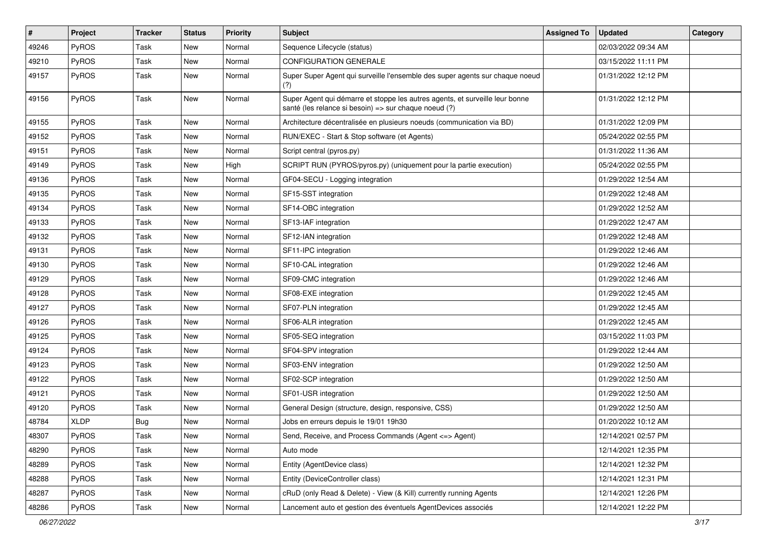| # | Project | Tracker | Status | Priority | Subject | Assigned To | Updated | Category |
|---|---|---|---|---|---|---|---|---|
| 49246 | PyROS | Task | New | Normal | Sequence Lifecycle (status) | | 02/03/2022 09:34 AM | |
| 49210 | PyROS | Task | New | Normal | CONFIGURATION GENERALE | | 03/15/2022 11:11 PM | |
| 49157 | PyROS | Task | New | Normal | Super Super Agent qui surveille l'ensemble des super agents sur chaque noeud (?) | | 01/31/2022 12:12 PM | |
| 49156 | PyROS | Task | New | Normal | Super Agent qui démarre et stoppe les autres agents, et surveille leur bonne santé (les relance si besoin) => sur chaque noeud (?) | | 01/31/2022 12:12 PM | |
| 49155 | PyROS | Task | New | Normal | Architecture décentralisée en plusieurs noeuds (communication via BD) | | 01/31/2022 12:09 PM | |
| 49152 | PyROS | Task | New | Normal | RUN/EXEC - Start & Stop software (et Agents) | | 05/24/2022 02:55 PM | |
| 49151 | PyROS | Task | New | Normal | Script central (pyros.py) | | 01/31/2022 11:36 AM | |
| 49149 | PyROS | Task | New | High | SCRIPT RUN (PYROS/pyros.py) (uniquement pour la partie execution) | | 05/24/2022 02:55 PM | |
| 49136 | PyROS | Task | New | Normal | GF04-SECU - Logging integration | | 01/29/2022 12:54 AM | |
| 49135 | PyROS | Task | New | Normal | SF15-SST integration | | 01/29/2022 12:48 AM | |
| 49134 | PyROS | Task | New | Normal | SF14-OBC integration | | 01/29/2022 12:52 AM | |
| 49133 | PyROS | Task | New | Normal | SF13-IAF integration | | 01/29/2022 12:47 AM | |
| 49132 | PyROS | Task | New | Normal | SF12-IAN integration | | 01/29/2022 12:48 AM | |
| 49131 | PyROS | Task | New | Normal | SF11-IPC integration | | 01/29/2022 12:46 AM | |
| 49130 | PyROS | Task | New | Normal | SF10-CAL integration | | 01/29/2022 12:46 AM | |
| 49129 | PyROS | Task | New | Normal | SF09-CMC integration | | 01/29/2022 12:46 AM | |
| 49128 | PyROS | Task | New | Normal | SF08-EXE integration | | 01/29/2022 12:45 AM | |
| 49127 | PyROS | Task | New | Normal | SF07-PLN integration | | 01/29/2022 12:45 AM | |
| 49126 | PyROS | Task | New | Normal | SF06-ALR integration | | 01/29/2022 12:45 AM | |
| 49125 | PyROS | Task | New | Normal | SF05-SEQ integration | | 03/15/2022 11:03 PM | |
| 49124 | PyROS | Task | New | Normal | SF04-SPV integration | | 01/29/2022 12:44 AM | |
| 49123 | PyROS | Task | New | Normal | SF03-ENV integration | | 01/29/2022 12:50 AM | |
| 49122 | PyROS | Task | New | Normal | SF02-SCP integration | | 01/29/2022 12:50 AM | |
| 49121 | PyROS | Task | New | Normal | SF01-USR integration | | 01/29/2022 12:50 AM | |
| 49120 | PyROS | Task | New | Normal | General Design (structure, design, responsive, CSS) | | 01/29/2022 12:50 AM | |
| 48784 | XLDP | Bug | New | Normal | Jobs en erreurs depuis le 19/01 19h30 | | 01/20/2022 10:12 AM | |
| 48307 | PyROS | Task | New | Normal | Send, Receive, and Process Commands (Agent <=> Agent) | | 12/14/2021 02:57 PM | |
| 48290 | PyROS | Task | New | Normal | Auto mode | | 12/14/2021 12:35 PM | |
| 48289 | PyROS | Task | New | Normal | Entity (AgentDevice class) | | 12/14/2021 12:32 PM | |
| 48288 | PyROS | Task | New | Normal | Entity (DeviceController class) | | 12/14/2021 12:31 PM | |
| 48287 | PyROS | Task | New | Normal | cRuD (only Read & Delete) - View (& Kill) currently running Agents | | 12/14/2021 12:26 PM | |
| 48286 | PyROS | Task | New | Normal | Lancement auto et gestion des éventuels AgentDevices associés | | 12/14/2021 12:22 PM | |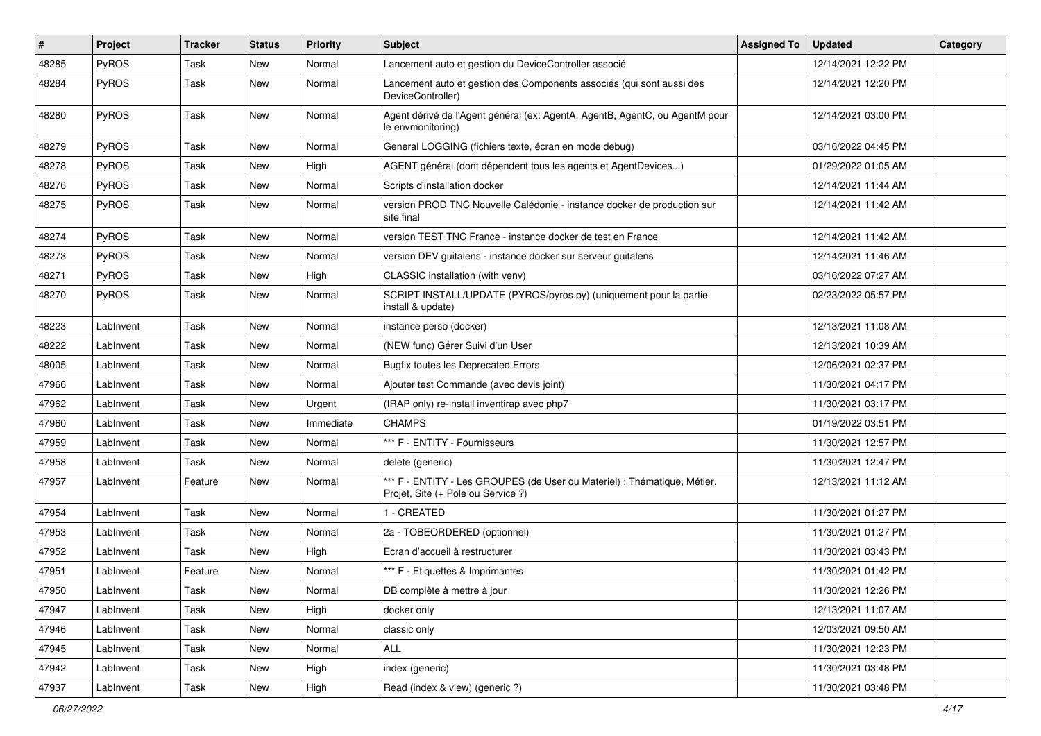| # | Project | Tracker | Status | Priority | Subject | Assigned To | Updated | Category |
|---|---|---|---|---|---|---|---|---|
| 48285 | PyROS | Task | New | Normal | Lancement auto et gestion du DeviceController associé | | 12/14/2021 12:22 PM | |
| 48284 | PyROS | Task | New | Normal | Lancement auto et gestion des Components associés (qui sont aussi des DeviceController) | | 12/14/2021 12:20 PM | |
| 48280 | PyROS | Task | New | Normal | Agent dérivé de l'Agent général (ex: AgentA, AgentB, AgentC, ou AgentM pour le envmonitoring) | | 12/14/2021 03:00 PM | |
| 48279 | PyROS | Task | New | Normal | General LOGGING (fichiers texte, écran en mode debug) | | 03/16/2022 04:45 PM | |
| 48278 | PyROS | Task | New | High | AGENT général (dont dépendent tous les agents et AgentDevices...) | | 01/29/2022 01:05 AM | |
| 48276 | PyROS | Task | New | Normal | Scripts d'installation docker | | 12/14/2021 11:44 AM | |
| 48275 | PyROS | Task | New | Normal | version PROD TNC Nouvelle Calédonie - instance docker de production sur site final | | 12/14/2021 11:42 AM | |
| 48274 | PyROS | Task | New | Normal | version TEST TNC France - instance docker de test en France | | 12/14/2021 11:42 AM | |
| 48273 | PyROS | Task | New | Normal | version DEV guitalens - instance docker sur serveur guitalens | | 12/14/2021 11:46 AM | |
| 48271 | PyROS | Task | New | High | CLASSIC installation (with venv) | | 03/16/2022 07:27 AM | |
| 48270 | PyROS | Task | New | Normal | SCRIPT INSTALL/UPDATE (PYROS/pyros.py) (uniquement pour la partie install & update) | | 02/23/2022 05:57 PM | |
| 48223 | LabInvent | Task | New | Normal | instance perso (docker) | | 12/13/2021 11:08 AM | |
| 48222 | LabInvent | Task | New | Normal | (NEW func) Gérer Suivi d'un User | | 12/13/2021 10:39 AM | |
| 48005 | LabInvent | Task | New | Normal | Bugfix toutes les Deprecated Errors | | 12/06/2021 02:37 PM | |
| 47966 | LabInvent | Task | New | Normal | Ajouter test Commande (avec devis joint) | | 11/30/2021 04:17 PM | |
| 47962 | LabInvent | Task | New | Urgent | (IRAP only) re-install inventirap avec php7 | | 11/30/2021 03:17 PM | |
| 47960 | LabInvent | Task | New | Immediate | CHAMPS | | 01/19/2022 03:51 PM | |
| 47959 | LabInvent | Task | New | Normal | *** F - ENTITY - Fournisseurs | | 11/30/2021 12:57 PM | |
| 47958 | LabInvent | Task | New | Normal | delete (generic) | | 11/30/2021 12:47 PM | |
| 47957 | LabInvent | Feature | New | Normal | *** F - ENTITY - Les GROUPES (de User ou Materiel) : Thématique, Métier, Projet, Site (+ Pole ou Service ?) | | 12/13/2021 11:12 AM | |
| 47954 | LabInvent | Task | New | Normal | 1 - CREATED | | 11/30/2021 01:27 PM | |
| 47953 | LabInvent | Task | New | Normal | 2a - TOBEORDERED (optionnel) | | 11/30/2021 01:27 PM | |
| 47952 | LabInvent | Task | New | High | Ecran d'accueil à restructurer | | 11/30/2021 03:43 PM | |
| 47951 | LabInvent | Feature | New | Normal | *** F - Etiquettes & Imprimantes | | 11/30/2021 01:42 PM | |
| 47950 | LabInvent | Task | New | Normal | DB complète à mettre à jour | | 11/30/2021 12:26 PM | |
| 47947 | LabInvent | Task | New | High | docker only | | 12/13/2021 11:07 AM | |
| 47946 | LabInvent | Task | New | Normal | classic only | | 12/03/2021 09:50 AM | |
| 47945 | LabInvent | Task | New | Normal | ALL | | 11/30/2021 12:23 PM | |
| 47942 | LabInvent | Task | New | High | index (generic) | | 11/30/2021 03:48 PM | |
| 47937 | LabInvent | Task | New | High | Read (index & view) (generic ?) | | 11/30/2021 03:48 PM | |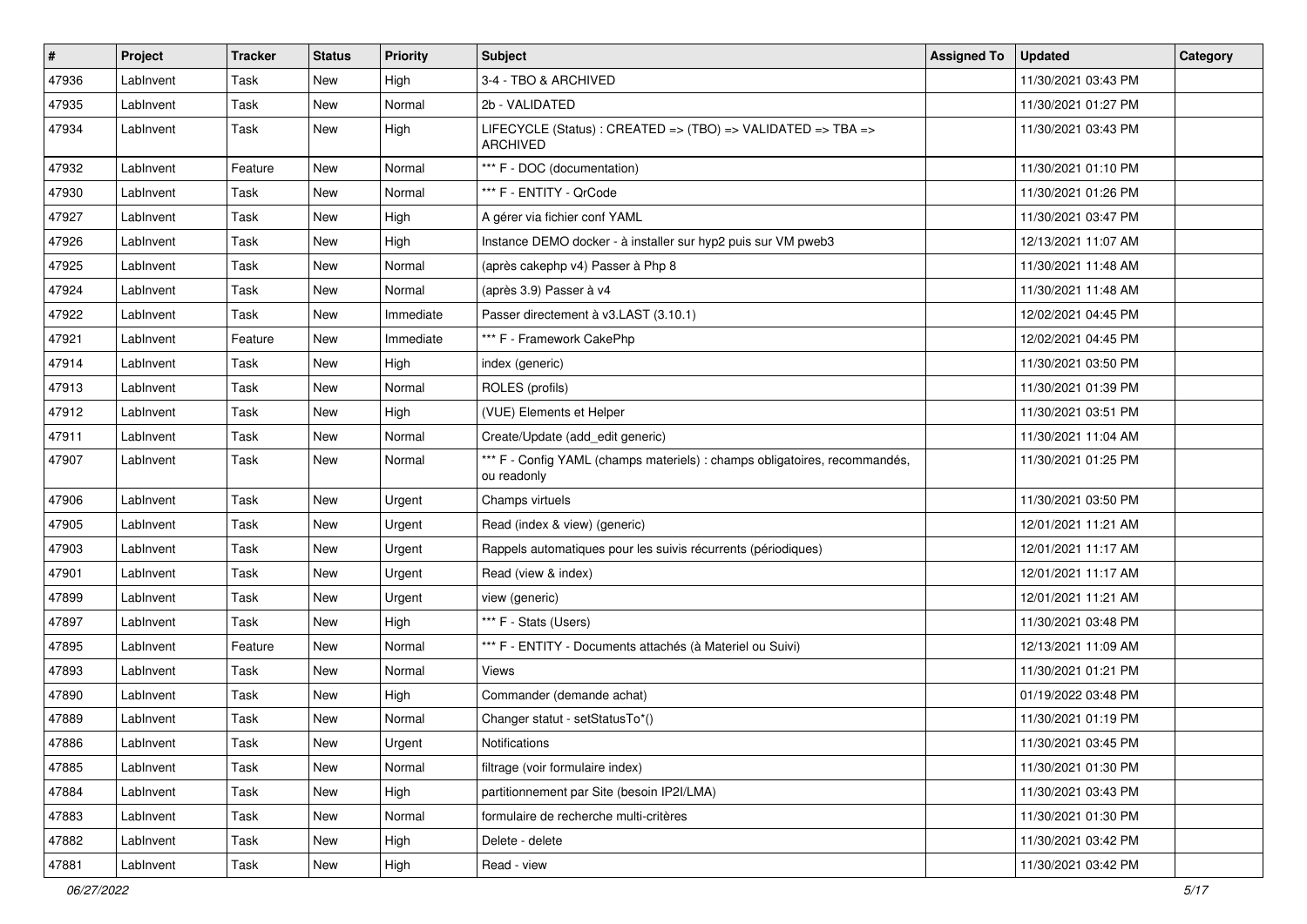| # | Project | Tracker | Status | Priority | Subject | Assigned To | Updated | Category |
|---|---|---|---|---|---|---|---|---|
| 47936 | LabInvent | Task | New | High | 3-4 - TBO & ARCHIVED | | 11/30/2021 03:43 PM | |
| 47935 | LabInvent | Task | New | Normal | 2b - VALIDATED | | 11/30/2021 01:27 PM | |
| 47934 | LabInvent | Task | New | High | LIFECYCLE (Status) : CREATED => (TBO) => VALIDATED => TBA => ARCHIVED | | 11/30/2021 03:43 PM | |
| 47932 | LabInvent | Feature | New | Normal | *** F - DOC (documentation) | | 11/30/2021 01:10 PM | |
| 47930 | LabInvent | Task | New | Normal | *** F - ENTITY - QrCode | | 11/30/2021 01:26 PM | |
| 47927 | LabInvent | Task | New | High | A gérer via fichier conf YAML | | 11/30/2021 03:47 PM | |
| 47926 | LabInvent | Task | New | High | Instance DEMO docker - à installer sur hyp2 puis sur VM pweb3 | | 12/13/2021 11:07 AM | |
| 47925 | LabInvent | Task | New | Normal | (après cakephp v4) Passer à Php 8 | | 11/30/2021 11:48 AM | |
| 47924 | LabInvent | Task | New | Normal | (après 3.9) Passer à v4 | | 11/30/2021 11:48 AM | |
| 47922 | LabInvent | Task | New | Immediate | Passer directement à v3.LAST (3.10.1) | | 12/02/2021 04:45 PM | |
| 47921 | LabInvent | Feature | New | Immediate | *** F - Framework CakePhp | | 12/02/2021 04:45 PM | |
| 47914 | LabInvent | Task | New | High | index (generic) | | 11/30/2021 03:50 PM | |
| 47913 | LabInvent | Task | New | Normal | ROLES (profils) | | 11/30/2021 01:39 PM | |
| 47912 | LabInvent | Task | New | High | (VUE) Elements et Helper | | 11/30/2021 03:51 PM | |
| 47911 | LabInvent | Task | New | Normal | Create/Update (add_edit generic) | | 11/30/2021 11:04 AM | |
| 47907 | LabInvent | Task | New | Normal | *** F - Config YAML (champs materiels) : champs obligatoires, recommandés, ou readonly | | 11/30/2021 01:25 PM | |
| 47906 | LabInvent | Task | New | Urgent | Champs virtuels | | 11/30/2021 03:50 PM | |
| 47905 | LabInvent | Task | New | Urgent | Read (index & view) (generic) | | 12/01/2021 11:21 AM | |
| 47903 | LabInvent | Task | New | Urgent | Rappels automatiques pour les suivis récurrents (périodiques) | | 12/01/2021 11:17 AM | |
| 47901 | LabInvent | Task | New | Urgent | Read (view & index) | | 12/01/2021 11:17 AM | |
| 47899 | LabInvent | Task | New | Urgent | view (generic) | | 12/01/2021 11:21 AM | |
| 47897 | LabInvent | Task | New | High | *** F - Stats (Users) | | 11/30/2021 03:48 PM | |
| 47895 | LabInvent | Feature | New | Normal | *** F - ENTITY - Documents attachés (à Materiel ou Suivi) | | 12/13/2021 11:09 AM | |
| 47893 | LabInvent | Task | New | Normal | Views | | 11/30/2021 01:21 PM | |
| 47890 | LabInvent | Task | New | High | Commander (demande achat) | | 01/19/2022 03:48 PM | |
| 47889 | LabInvent | Task | New | Normal | Changer statut - setStatusTo*() | | 11/30/2021 01:19 PM | |
| 47886 | LabInvent | Task | New | Urgent | Notifications | | 11/30/2021 03:45 PM | |
| 47885 | LabInvent | Task | New | Normal | filtrage (voir formulaire index) | | 11/30/2021 01:30 PM | |
| 47884 | LabInvent | Task | New | High | partitionnement par Site (besoin IP2I/LMA) | | 11/30/2021 03:43 PM | |
| 47883 | LabInvent | Task | New | Normal | formulaire de recherche multi-critères | | 11/30/2021 01:30 PM | |
| 47882 | LabInvent | Task | New | High | Delete - delete | | 11/30/2021 03:42 PM | |
| 47881 | LabInvent | Task | New | High | Read - view | | 11/30/2021 03:42 PM | |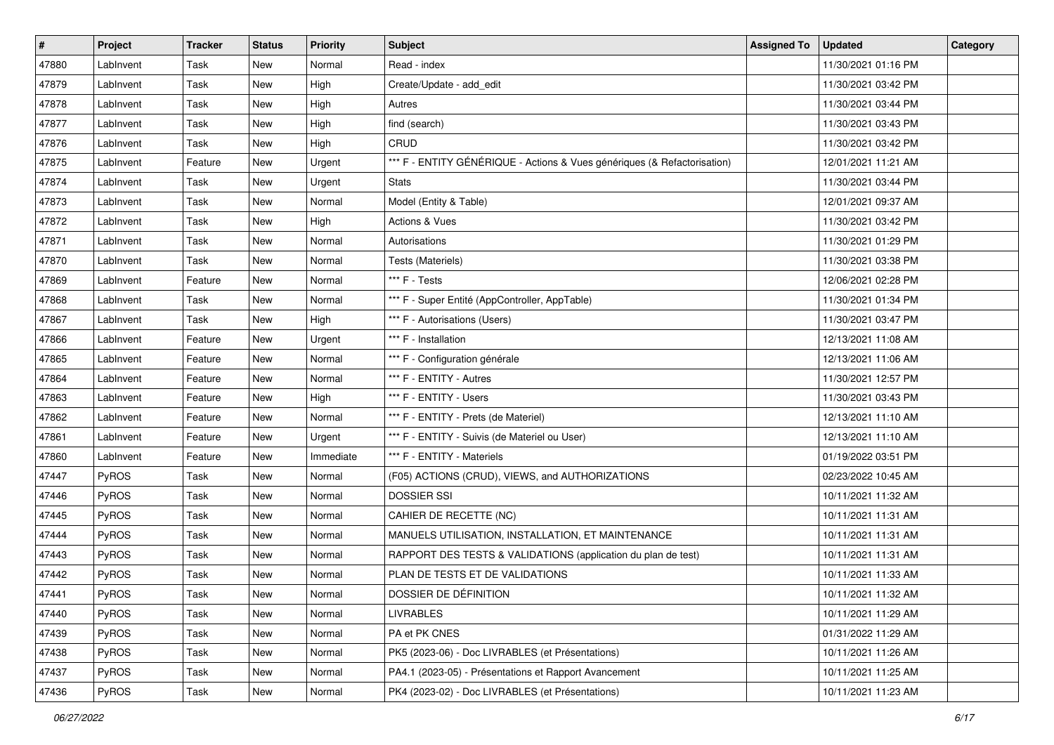| # | Project | Tracker | Status | Priority | Subject | Assigned To | Updated | Category |
|---|---|---|---|---|---|---|---|---|
| 47880 | LabInvent | Task | New | Normal | Read - index | | 11/30/2021 01:16 PM | |
| 47879 | LabInvent | Task | New | High | Create/Update - add_edit | | 11/30/2021 03:42 PM | |
| 47878 | LabInvent | Task | New | High | Autres | | 11/30/2021 03:44 PM | |
| 47877 | LabInvent | Task | New | High | find (search) | | 11/30/2021 03:43 PM | |
| 47876 | LabInvent | Task | New | High | CRUD | | 11/30/2021 03:42 PM | |
| 47875 | LabInvent | Feature | New | Urgent | *** F - ENTITY GÉNÉRIQUE - Actions & Vues génériques (& Refactorisation) | | 12/01/2021 11:21 AM | |
| 47874 | LabInvent | Task | New | Urgent | Stats | | 11/30/2021 03:44 PM | |
| 47873 | LabInvent | Task | New | Normal | Model (Entity & Table) | | 12/01/2021 09:37 AM | |
| 47872 | LabInvent | Task | New | High | Actions & Vues | | 11/30/2021 03:42 PM | |
| 47871 | LabInvent | Task | New | Normal | Autorisations | | 11/30/2021 01:29 PM | |
| 47870 | LabInvent | Task | New | Normal | Tests (Materiels) | | 11/30/2021 03:38 PM | |
| 47869 | LabInvent | Feature | New | Normal | *** F - Tests | | 12/06/2021 02:28 PM | |
| 47868 | LabInvent | Task | New | Normal | *** F - Super Entité (AppController, AppTable) | | 11/30/2021 01:34 PM | |
| 47867 | LabInvent | Task | New | High | *** F - Autorisations (Users) | | 11/30/2021 03:47 PM | |
| 47866 | LabInvent | Feature | New | Urgent | *** F - Installation | | 12/13/2021 11:08 AM | |
| 47865 | LabInvent | Feature | New | Normal | *** F - Configuration générale | | 12/13/2021 11:06 AM | |
| 47864 | LabInvent | Feature | New | Normal | *** F - ENTITY - Autres | | 11/30/2021 12:57 PM | |
| 47863 | LabInvent | Feature | New | High | *** F - ENTITY - Users | | 11/30/2021 03:43 PM | |
| 47862 | LabInvent | Feature | New | Normal | *** F - ENTITY - Prets (de Materiel) | | 12/13/2021 11:10 AM | |
| 47861 | LabInvent | Feature | New | Urgent | *** F - ENTITY - Suivis (de Materiel ou User) | | 12/13/2021 11:10 AM | |
| 47860 | LabInvent | Feature | New | Immediate | *** F - ENTITY - Materiels | | 01/19/2022 03:51 PM | |
| 47447 | PyROS | Task | New | Normal | (F05) ACTIONS (CRUD), VIEWS, and AUTHORIZATIONS | | 02/23/2022 10:45 AM | |
| 47446 | PyROS | Task | New | Normal | DOSSIER SSI | | 10/11/2021 11:32 AM | |
| 47445 | PyROS | Task | New | Normal | CAHIER DE RECETTE (NC) | | 10/11/2021 11:31 AM | |
| 47444 | PyROS | Task | New | Normal | MANUELS UTILISATION, INSTALLATION, ET MAINTENANCE | | 10/11/2021 11:31 AM | |
| 47443 | PyROS | Task | New | Normal | RAPPORT DES TESTS & VALIDATIONS (application du plan de test) | | 10/11/2021 11:31 AM | |
| 47442 | PyROS | Task | New | Normal | PLAN DE TESTS ET DE VALIDATIONS | | 10/11/2021 11:33 AM | |
| 47441 | PyROS | Task | New | Normal | DOSSIER DE DÉFINITION | | 10/11/2021 11:32 AM | |
| 47440 | PyROS | Task | New | Normal | LIVRABLES | | 10/11/2021 11:29 AM | |
| 47439 | PyROS | Task | New | Normal | PA et PK CNES | | 01/31/2022 11:29 AM | |
| 47438 | PyROS | Task | New | Normal | PK5 (2023-06) - Doc LIVRABLES (et Présentations) | | 10/11/2021 11:26 AM | |
| 47437 | PyROS | Task | New | Normal | PA4.1 (2023-05) - Présentations et Rapport Avancement | | 10/11/2021 11:25 AM | |
| 47436 | PyROS | Task | New | Normal | PK4 (2023-02) - Doc LIVRABLES (et Présentations) | | 10/11/2021 11:23 AM | |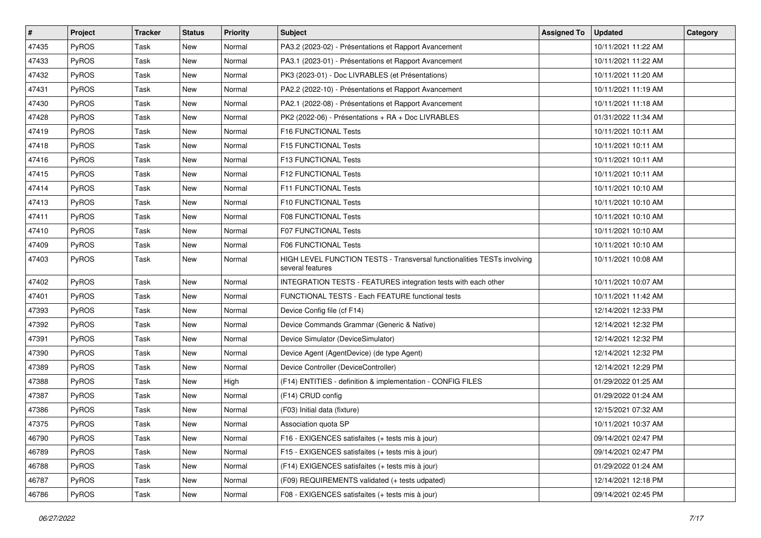| # | Project | Tracker | Status | Priority | Subject | Assigned To | Updated | Category |
|---|---|---|---|---|---|---|---|---|
| 47435 | PyROS | Task | New | Normal | PA3.2 (2023-02) - Présentations et Rapport Avancement | | 10/11/2021 11:22 AM | |
| 47433 | PyROS | Task | New | Normal | PA3.1 (2023-01) - Présentations et Rapport Avancement | | 10/11/2021 11:22 AM | |
| 47432 | PyROS | Task | New | Normal | PK3 (2023-01) - Doc LIVRABLES (et Présentations) | | 10/11/2021 11:20 AM | |
| 47431 | PyROS | Task | New | Normal | PA2.2 (2022-10) - Présentations et Rapport Avancement | | 10/11/2021 11:19 AM | |
| 47430 | PyROS | Task | New | Normal | PA2.1 (2022-08) - Présentations et Rapport Avancement | | 10/11/2021 11:18 AM | |
| 47428 | PyROS | Task | New | Normal | PK2 (2022-06) - Présentations + RA + Doc LIVRABLES | | 01/31/2022 11:34 AM | |
| 47419 | PyROS | Task | New | Normal | F16 FUNCTIONAL Tests | | 10/11/2021 10:11 AM | |
| 47418 | PyROS | Task | New | Normal | F15 FUNCTIONAL Tests | | 10/11/2021 10:11 AM | |
| 47416 | PyROS | Task | New | Normal | F13 FUNCTIONAL Tests | | 10/11/2021 10:11 AM | |
| 47415 | PyROS | Task | New | Normal | F12 FUNCTIONAL Tests | | 10/11/2021 10:11 AM | |
| 47414 | PyROS | Task | New | Normal | F11 FUNCTIONAL Tests | | 10/11/2021 10:10 AM | |
| 47413 | PyROS | Task | New | Normal | F10 FUNCTIONAL Tests | | 10/11/2021 10:10 AM | |
| 47411 | PyROS | Task | New | Normal | F08 FUNCTIONAL Tests | | 10/11/2021 10:10 AM | |
| 47410 | PyROS | Task | New | Normal | F07 FUNCTIONAL Tests | | 10/11/2021 10:10 AM | |
| 47409 | PyROS | Task | New | Normal | F06 FUNCTIONAL Tests | | 10/11/2021 10:10 AM | |
| 47403 | PyROS | Task | New | Normal | HIGH LEVEL FUNCTION TESTS - Transversal functionalities TESTs involving several features | | 10/11/2021 10:08 AM | |
| 47402 | PyROS | Task | New | Normal | INTEGRATION TESTS - FEATURES integration tests with each other | | 10/11/2021 10:07 AM | |
| 47401 | PyROS | Task | New | Normal | FUNCTIONAL TESTS - Each FEATURE functional tests | | 10/11/2021 11:42 AM | |
| 47393 | PyROS | Task | New | Normal | Device Config file (cf F14) | | 12/14/2021 12:33 PM | |
| 47392 | PyROS | Task | New | Normal | Device Commands Grammar (Generic & Native) | | 12/14/2021 12:32 PM | |
| 47391 | PyROS | Task | New | Normal | Device Simulator (DeviceSimulator) | | 12/14/2021 12:32 PM | |
| 47390 | PyROS | Task | New | Normal | Device Agent (AgentDevice) (de type Agent) | | 12/14/2021 12:32 PM | |
| 47389 | PyROS | Task | New | Normal | Device Controller (DeviceController) | | 12/14/2021 12:29 PM | |
| 47388 | PyROS | Task | New | High | (F14) ENTITIES - definition & implementation - CONFIG FILES | | 01/29/2022 01:25 AM | |
| 47387 | PyROS | Task | New | Normal | (F14) CRUD config | | 01/29/2022 01:24 AM | |
| 47386 | PyROS | Task | New | Normal | (F03) Initial data (fixture) | | 12/15/2021 07:32 AM | |
| 47375 | PyROS | Task | New | Normal | Association quota SP | | 10/11/2021 10:37 AM | |
| 46790 | PyROS | Task | New | Normal | F16 - EXIGENCES satisfaites (+ tests mis à jour) | | 09/14/2021 02:47 PM | |
| 46789 | PyROS | Task | New | Normal | F15 - EXIGENCES satisfaites (+ tests mis à jour) | | 09/14/2021 02:47 PM | |
| 46788 | PyROS | Task | New | Normal | (F14) EXIGENCES satisfaites (+ tests mis à jour) | | 01/29/2022 01:24 AM | |
| 46787 | PyROS | Task | New | Normal | (F09) REQUIREMENTS validated (+ tests udpated) | | 12/14/2021 12:18 PM | |
| 46786 | PyROS | Task | New | Normal | F08 - EXIGENCES satisfaites (+ tests mis à jour) | | 09/14/2021 02:45 PM | |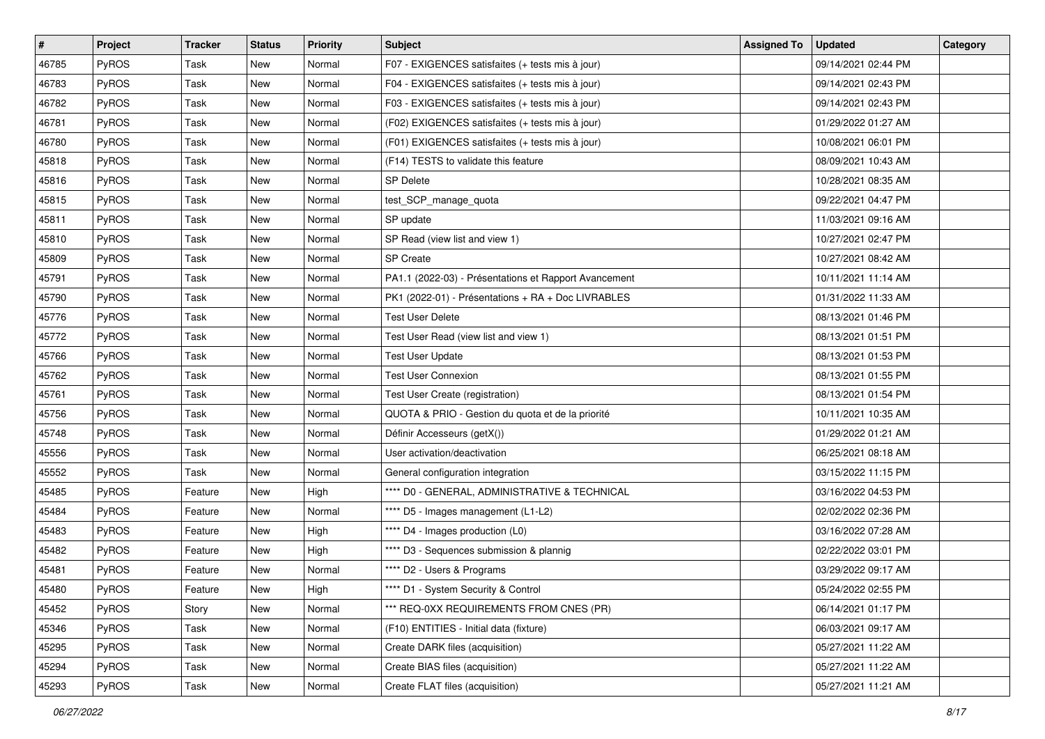| # | Project | Tracker | Status | Priority | Subject | Assigned To | Updated | Category |
|---|---|---|---|---|---|---|---|---|
| 46785 | PyROS | Task | New | Normal | F07 - EXIGENCES satisfaites (+ tests mis à jour) | | 09/14/2021 02:44 PM | |
| 46783 | PyROS | Task | New | Normal | F04 - EXIGENCES satisfaites (+ tests mis à jour) | | 09/14/2021 02:43 PM | |
| 46782 | PyROS | Task | New | Normal | F03 - EXIGENCES satisfaites (+ tests mis à jour) | | 09/14/2021 02:43 PM | |
| 46781 | PyROS | Task | New | Normal | (F02) EXIGENCES satisfaites (+ tests mis à jour) | | 01/29/2022 01:27 AM | |
| 46780 | PyROS | Task | New | Normal | (F01) EXIGENCES satisfaites (+ tests mis à jour) | | 10/08/2021 06:01 PM | |
| 45818 | PyROS | Task | New | Normal | (F14) TESTS to validate this feature | | 08/09/2021 10:43 AM | |
| 45816 | PyROS | Task | New | Normal | SP Delete | | 10/28/2021 08:35 AM | |
| 45815 | PyROS | Task | New | Normal | test_SCP_manage_quota | | 09/22/2021 04:47 PM | |
| 45811 | PyROS | Task | New | Normal | SP update | | 11/03/2021 09:16 AM | |
| 45810 | PyROS | Task | New | Normal | SP Read (view list and view 1) | | 10/27/2021 02:47 PM | |
| 45809 | PyROS | Task | New | Normal | SP Create | | 10/27/2021 08:42 AM | |
| 45791 | PyROS | Task | New | Normal | PA1.1 (2022-03) - Présentations et Rapport Avancement | | 10/11/2021 11:14 AM | |
| 45790 | PyROS | Task | New | Normal | PK1 (2022-01) - Présentations + RA + Doc LIVRABLES | | 01/31/2022 11:33 AM | |
| 45776 | PyROS | Task | New | Normal | Test User Delete | | 08/13/2021 01:46 PM | |
| 45772 | PyROS | Task | New | Normal | Test User Read (view list and view 1) | | 08/13/2021 01:51 PM | |
| 45766 | PyROS | Task | New | Normal | Test User Update | | 08/13/2021 01:53 PM | |
| 45762 | PyROS | Task | New | Normal | Test User Connexion | | 08/13/2021 01:55 PM | |
| 45761 | PyROS | Task | New | Normal | Test User Create (registration) | | 08/13/2021 01:54 PM | |
| 45756 | PyROS | Task | New | Normal | QUOTA & PRIO - Gestion du quota et de la priorité | | 10/11/2021 10:35 AM | |
| 45748 | PyROS | Task | New | Normal | Définir Accesseurs (getX()) | | 01/29/2022 01:21 AM | |
| 45556 | PyROS | Task | New | Normal | User activation/deactivation | | 06/25/2021 08:18 AM | |
| 45552 | PyROS | Task | New | Normal | General configuration integration | | 03/15/2022 11:15 PM | |
| 45485 | PyROS | Feature | New | High | **** D0 - GENERAL, ADMINISTRATIVE & TECHNICAL | | 03/16/2022 04:53 PM | |
| 45484 | PyROS | Feature | New | Normal | **** D5 - Images management (L1-L2) | | 02/02/2022 02:36 PM | |
| 45483 | PyROS | Feature | New | High | **** D4 - Images production (L0) | | 03/16/2022 07:28 AM | |
| 45482 | PyROS | Feature | New | High | **** D3 - Sequences submission & plannig | | 02/22/2022 03:01 PM | |
| 45481 | PyROS | Feature | New | Normal | **** D2 - Users & Programs | | 03/29/2022 09:17 AM | |
| 45480 | PyROS | Feature | New | High | **** D1 - System Security & Control | | 05/24/2022 02:55 PM | |
| 45452 | PyROS | Story | New | Normal | *** REQ-0XX REQUIREMENTS FROM CNES (PR) | | 06/14/2021 01:17 PM | |
| 45346 | PyROS | Task | New | Normal | (F10) ENTITIES - Initial data (fixture) | | 06/03/2021 09:17 AM | |
| 45295 | PyROS | Task | New | Normal | Create DARK files (acquisition) | | 05/27/2021 11:22 AM | |
| 45294 | PyROS | Task | New | Normal | Create BIAS files (acquisition) | | 05/27/2021 11:22 AM | |
| 45293 | PyROS | Task | New | Normal | Create FLAT files (acquisition) | | 05/27/2021 11:21 AM | |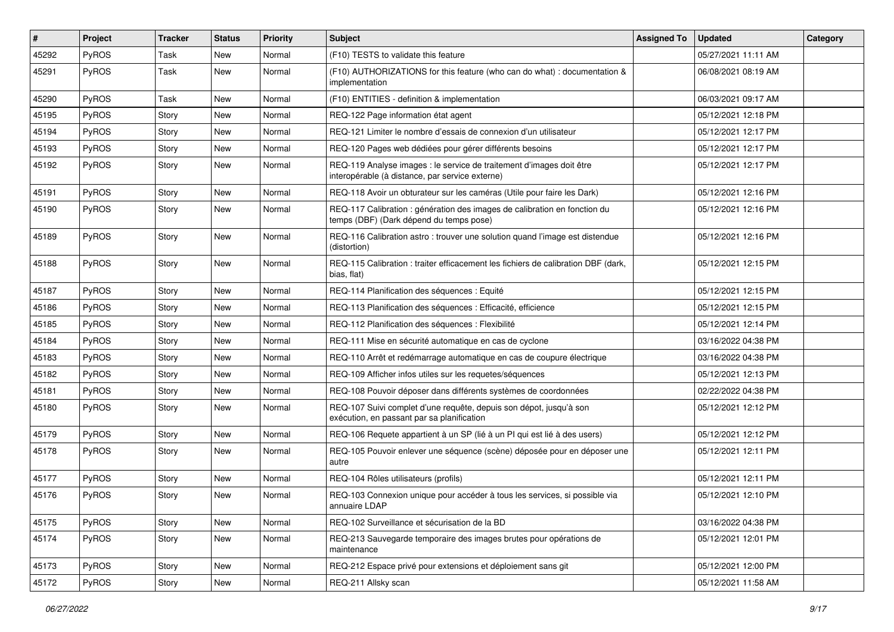| # | Project | Tracker | Status | Priority | Subject | Assigned To | Updated | Category |
|---|---|---|---|---|---|---|---|---|
| 45292 | PyROS | Task | New | Normal | (F10) TESTS to validate this feature | | 05/27/2021 11:11 AM | |
| 45291 | PyROS | Task | New | Normal | (F10) AUTHORIZATIONS for this feature (who can do what) : documentation & implementation | | 06/08/2021 08:19 AM | |
| 45290 | PyROS | Task | New | Normal | (F10) ENTITIES - definition & implementation | | 06/03/2021 09:17 AM | |
| 45195 | PyROS | Story | New | Normal | REQ-122 Page information état agent | | 05/12/2021 12:18 PM | |
| 45194 | PyROS | Story | New | Normal | REQ-121 Limiter le nombre d'essais de connexion d'un utilisateur | | 05/12/2021 12:17 PM | |
| 45193 | PyROS | Story | New | Normal | REQ-120 Pages web dédiées pour gérer différents besoins | | 05/12/2021 12:17 PM | |
| 45192 | PyROS | Story | New | Normal | REQ-119 Analyse images : le service de traitement d'images doit être interopérable (à distance, par service externe) | | 05/12/2021 12:17 PM | |
| 45191 | PyROS | Story | New | Normal | REQ-118 Avoir un obturateur sur les caméras (Utile pour faire les Dark) | | 05/12/2021 12:16 PM | |
| 45190 | PyROS | Story | New | Normal | REQ-117 Calibration : génération des images de calibration en fonction du temps (DBF) (Dark dépend du temps pose) | | 05/12/2021 12:16 PM | |
| 45189 | PyROS | Story | New | Normal | REQ-116 Calibration astro : trouver une solution quand l'image est distendue (distortion) | | 05/12/2021 12:16 PM | |
| 45188 | PyROS | Story | New | Normal | REQ-115 Calibration : traiter efficacement les fichiers de calibration DBF (dark, bias, flat) | | 05/12/2021 12:15 PM | |
| 45187 | PyROS | Story | New | Normal | REQ-114 Planification des séquences : Equité | | 05/12/2021 12:15 PM | |
| 45186 | PyROS | Story | New | Normal | REQ-113 Planification des séquences : Efficacité, efficience | | 05/12/2021 12:15 PM | |
| 45185 | PyROS | Story | New | Normal | REQ-112 Planification des séquences : Flexibilité | | 05/12/2021 12:14 PM | |
| 45184 | PyROS | Story | New | Normal | REQ-111 Mise en sécurité automatique en cas de cyclone | | 03/16/2022 04:38 PM | |
| 45183 | PyROS | Story | New | Normal | REQ-110 Arrêt et redémarrage automatique en cas de coupure électrique | | 03/16/2022 04:38 PM | |
| 45182 | PyROS | Story | New | Normal | REQ-109 Afficher infos utiles sur les requetes/séquences | | 05/12/2021 12:13 PM | |
| 45181 | PyROS | Story | New | Normal | REQ-108 Pouvoir déposer dans différents systèmes de coordonnées | | 02/22/2022 04:38 PM | |
| 45180 | PyROS | Story | New | Normal | REQ-107 Suivi complet d'une requête, depuis son dépot, jusqu'à son exécution, en passant par sa planification | | 05/12/2021 12:12 PM | |
| 45179 | PyROS | Story | New | Normal | REQ-106 Requete appartient à un SP (lié à un PI qui est lié à des users) | | 05/12/2021 12:12 PM | |
| 45178 | PyROS | Story | New | Normal | REQ-105 Pouvoir enlever une séquence (scène) déposée pour en déposer une autre | | 05/12/2021 12:11 PM | |
| 45177 | PyROS | Story | New | Normal | REQ-104 Rôles utilisateurs (profils) | | 05/12/2021 12:11 PM | |
| 45176 | PyROS | Story | New | Normal | REQ-103 Connexion unique pour accéder à tous les services, si possible via annuaire LDAP | | 05/12/2021 12:10 PM | |
| 45175 | PyROS | Story | New | Normal | REQ-102 Surveillance et sécurisation de la BD | | 03/16/2022 04:38 PM | |
| 45174 | PyROS | Story | New | Normal | REQ-213 Sauvegarde temporaire des images brutes pour opérations de maintenance | | 05/12/2021 12:01 PM | |
| 45173 | PyROS | Story | New | Normal | REQ-212 Espace privé pour extensions et déploiement sans git | | 05/12/2021 12:00 PM | |
| 45172 | PyROS | Story | New | Normal | REQ-211 Allsky scan | | 05/12/2021 11:58 AM | |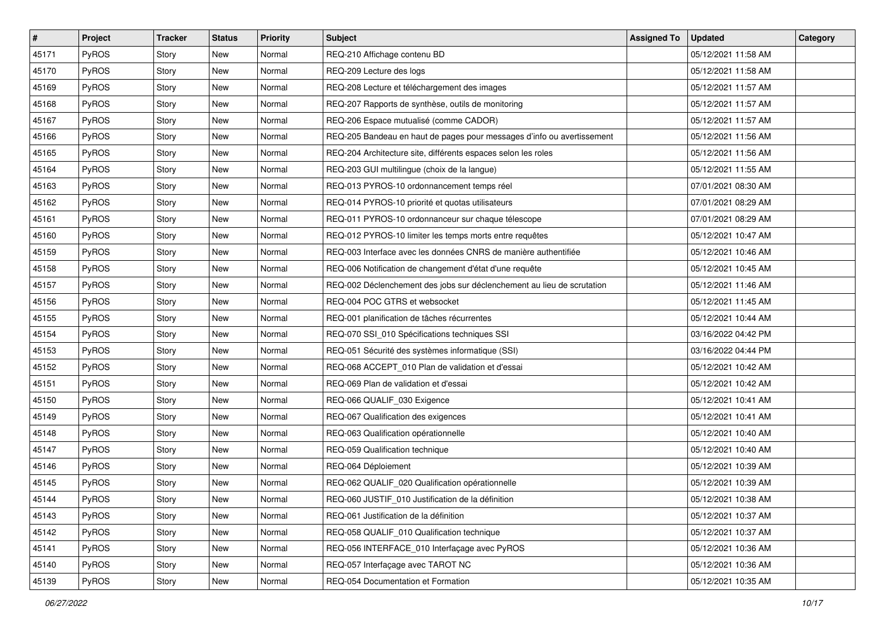| # | Project | Tracker | Status | Priority | Subject | Assigned To | Updated | Category |
|---|---|---|---|---|---|---|---|---|
| 45171 | PyROS | Story | New | Normal | REQ-210 Affichage contenu BD | | 05/12/2021 11:58 AM | |
| 45170 | PyROS | Story | New | Normal | REQ-209 Lecture des logs | | 05/12/2021 11:58 AM | |
| 45169 | PyROS | Story | New | Normal | REQ-208 Lecture et téléchargement des images | | 05/12/2021 11:57 AM | |
| 45168 | PyROS | Story | New | Normal | REQ-207 Rapports de synthèse, outils de monitoring | | 05/12/2021 11:57 AM | |
| 45167 | PyROS | Story | New | Normal | REQ-206 Espace mutualisé (comme CADOR) | | 05/12/2021 11:57 AM | |
| 45166 | PyROS | Story | New | Normal | REQ-205 Bandeau en haut de pages pour messages d'info ou avertissement | | 05/12/2021 11:56 AM | |
| 45165 | PyROS | Story | New | Normal | REQ-204 Architecture site, différents espaces selon les roles | | 05/12/2021 11:56 AM | |
| 45164 | PyROS | Story | New | Normal | REQ-203 GUI multilingue (choix de la langue) | | 05/12/2021 11:55 AM | |
| 45163 | PyROS | Story | New | Normal | REQ-013 PYROS-10 ordonnancement temps réel | | 07/01/2021 08:30 AM | |
| 45162 | PyROS | Story | New | Normal | REQ-014 PYROS-10 priorité et quotas utilisateurs | | 07/01/2021 08:29 AM | |
| 45161 | PyROS | Story | New | Normal | REQ-011 PYROS-10 ordonnanceur sur chaque télescope | | 07/01/2021 08:29 AM | |
| 45160 | PyROS | Story | New | Normal | REQ-012 PYROS-10 limiter les temps morts entre requêtes | | 05/12/2021 10:47 AM | |
| 45159 | PyROS | Story | New | Normal | REQ-003 Interface avec les données CNRS de manière authentifiée | | 05/12/2021 10:46 AM | |
| 45158 | PyROS | Story | New | Normal | REQ-006 Notification de changement d'état d'une requête | | 05/12/2021 10:45 AM | |
| 45157 | PyROS | Story | New | Normal | REQ-002 Déclenchement des jobs sur déclenchement au lieu de scrutation | | 05/12/2021 11:46 AM | |
| 45156 | PyROS | Story | New | Normal | REQ-004 POC GTRS et websocket | | 05/12/2021 11:45 AM | |
| 45155 | PyROS | Story | New | Normal | REQ-001 planification de tâches récurrentes | | 05/12/2021 10:44 AM | |
| 45154 | PyROS | Story | New | Normal | REQ-070 SSI_010 Spécifications techniques SSI | | 03/16/2022 04:42 PM | |
| 45153 | PyROS | Story | New | Normal | REQ-051 Sécurité des systèmes informatique (SSI) | | 03/16/2022 04:44 PM | |
| 45152 | PyROS | Story | New | Normal | REQ-068 ACCEPT_010 Plan de validation et d'essai | | 05/12/2021 10:42 AM | |
| 45151 | PyROS | Story | New | Normal | REQ-069 Plan de validation et d'essai | | 05/12/2021 10:42 AM | |
| 45150 | PyROS | Story | New | Normal | REQ-066 QUALIF_030 Exigence | | 05/12/2021 10:41 AM | |
| 45149 | PyROS | Story | New | Normal | REQ-067 Qualification des exigences | | 05/12/2021 10:41 AM | |
| 45148 | PyROS | Story | New | Normal | REQ-063 Qualification opérationnelle | | 05/12/2021 10:40 AM | |
| 45147 | PyROS | Story | New | Normal | REQ-059 Qualification technique | | 05/12/2021 10:40 AM | |
| 45146 | PyROS | Story | New | Normal | REQ-064 Déploiement | | 05/12/2021 10:39 AM | |
| 45145 | PyROS | Story | New | Normal | REQ-062 QUALIF_020 Qualification opérationnelle | | 05/12/2021 10:39 AM | |
| 45144 | PyROS | Story | New | Normal | REQ-060 JUSTIF_010 Justification de la définition | | 05/12/2021 10:38 AM | |
| 45143 | PyROS | Story | New | Normal | REQ-061 Justification de la définition | | 05/12/2021 10:37 AM | |
| 45142 | PyROS | Story | New | Normal | REQ-058 QUALIF_010 Qualification technique | | 05/12/2021 10:37 AM | |
| 45141 | PyROS | Story | New | Normal | REQ-056 INTERFACE_010 Interfaçage avec PyROS | | 05/12/2021 10:36 AM | |
| 45140 | PyROS | Story | New | Normal | REQ-057 Interfaçage avec TAROT NC | | 05/12/2021 10:36 AM | |
| 45139 | PyROS | Story | New | Normal | REQ-054 Documentation et Formation | | 05/12/2021 10:35 AM | |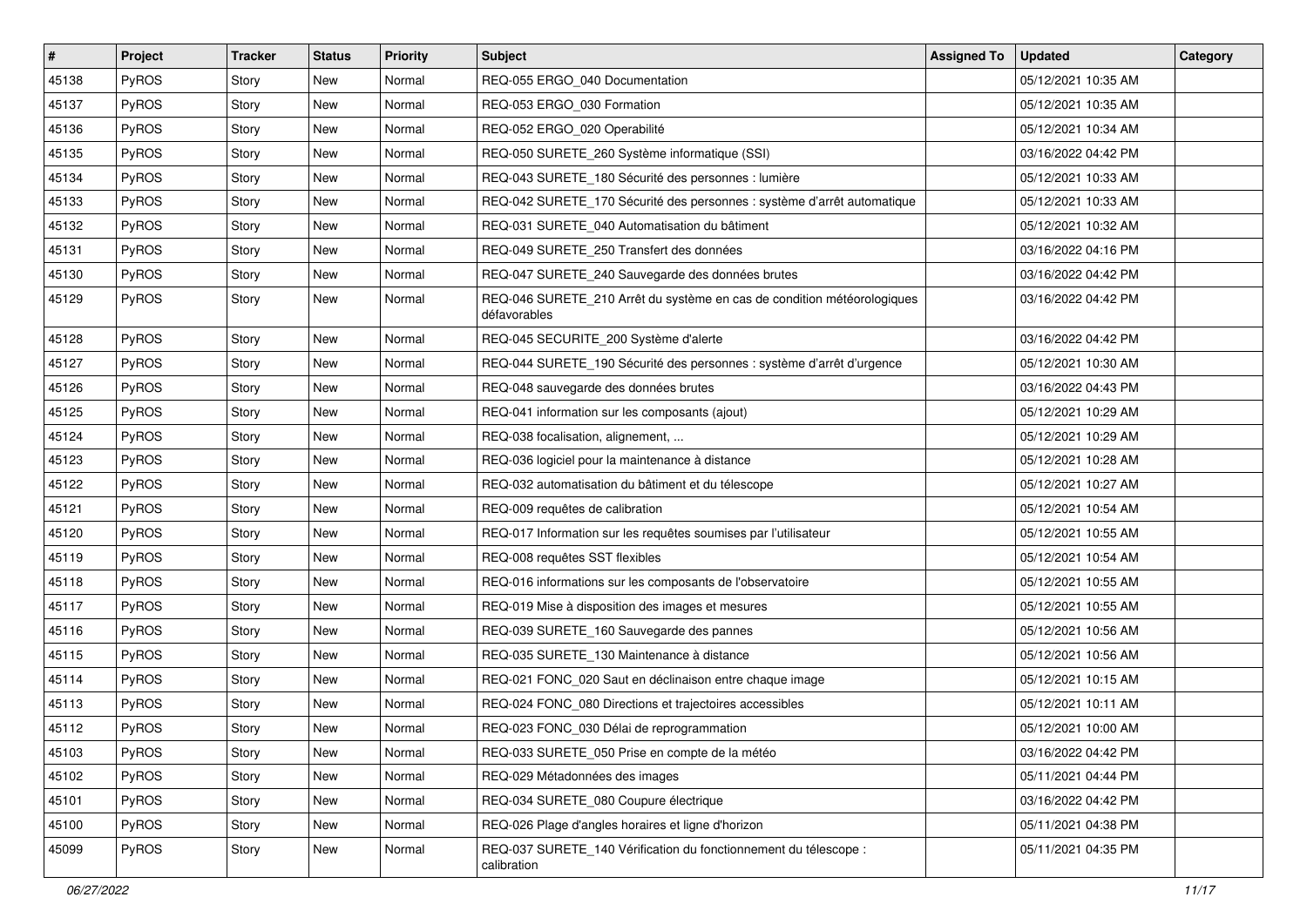| # | Project | Tracker | Status | Priority | Subject | Assigned To | Updated | Category |
|---|---|---|---|---|---|---|---|---|
| 45138 | PyROS | Story | New | Normal | REQ-055 ERGO_040 Documentation | | 05/12/2021 10:35 AM | |
| 45137 | PyROS | Story | New | Normal | REQ-053 ERGO_030 Formation | | 05/12/2021 10:35 AM | |
| 45136 | PyROS | Story | New | Normal | REQ-052 ERGO_020 Operabilité | | 05/12/2021 10:34 AM | |
| 45135 | PyROS | Story | New | Normal | REQ-050 SURETE_260 Système informatique (SSI) | | 03/16/2022 04:42 PM | |
| 45134 | PyROS | Story | New | Normal | REQ-043 SURETE_180 Sécurité des personnes : lumière | | 05/12/2021 10:33 AM | |
| 45133 | PyROS | Story | New | Normal | REQ-042 SURETE_170 Sécurité des personnes : système d'arrêt automatique | | 05/12/2021 10:33 AM | |
| 45132 | PyROS | Story | New | Normal | REQ-031 SURETE_040 Automatisation du bâtiment | | 05/12/2021 10:32 AM | |
| 45131 | PyROS | Story | New | Normal | REQ-049 SURETE_250 Transfert des données | | 03/16/2022 04:16 PM | |
| 45130 | PyROS | Story | New | Normal | REQ-047 SURETE_240 Sauvegarde des données brutes | | 03/16/2022 04:42 PM | |
| 45129 | PyROS | Story | New | Normal | REQ-046 SURETE_210 Arrêt du système en cas de condition météorologiques défavorables | | 03/16/2022 04:42 PM | |
| 45128 | PyROS | Story | New | Normal | REQ-045 SECURITE_200 Système d'alerte | | 03/16/2022 04:42 PM | |
| 45127 | PyROS | Story | New | Normal | REQ-044 SURETE_190 Sécurité des personnes : système d'arrêt d'urgence | | 05/12/2021 10:30 AM | |
| 45126 | PyROS | Story | New | Normal | REQ-048 sauvegarde des données brutes | | 03/16/2022 04:43 PM | |
| 45125 | PyROS | Story | New | Normal | REQ-041 information sur les composants (ajout) | | 05/12/2021 10:29 AM | |
| 45124 | PyROS | Story | New | Normal | REQ-038 focalisation, alignement, ... | | 05/12/2021 10:29 AM | |
| 45123 | PyROS | Story | New | Normal | REQ-036 logiciel pour la maintenance à distance | | 05/12/2021 10:28 AM | |
| 45122 | PyROS | Story | New | Normal | REQ-032 automatisation du bâtiment et du télescope | | 05/12/2021 10:27 AM | |
| 45121 | PyROS | Story | New | Normal | REQ-009 requêtes de calibration | | 05/12/2021 10:54 AM | |
| 45120 | PyROS | Story | New | Normal | REQ-017 Information sur les requêtes soumises par l'utilisateur | | 05/12/2021 10:55 AM | |
| 45119 | PyROS | Story | New | Normal | REQ-008 requêtes SST flexibles | | 05/12/2021 10:54 AM | |
| 45118 | PyROS | Story | New | Normal | REQ-016 informations sur les composants de l'observatoire | | 05/12/2021 10:55 AM | |
| 45117 | PyROS | Story | New | Normal | REQ-019 Mise à disposition des images et mesures | | 05/12/2021 10:55 AM | |
| 45116 | PyROS | Story | New | Normal | REQ-039 SURETE_160 Sauvegarde des pannes | | 05/12/2021 10:56 AM | |
| 45115 | PyROS | Story | New | Normal | REQ-035 SURETE_130 Maintenance à distance | | 05/12/2021 10:56 AM | |
| 45114 | PyROS | Story | New | Normal | REQ-021 FONC_020 Saut en déclinaison entre chaque image | | 05/12/2021 10:15 AM | |
| 45113 | PyROS | Story | New | Normal | REQ-024 FONC_080 Directions et trajectoires accessibles | | 05/12/2021 10:11 AM | |
| 45112 | PyROS | Story | New | Normal | REQ-023 FONC_030 Délai de reprogrammation | | 05/12/2021 10:00 AM | |
| 45103 | PyROS | Story | New | Normal | REQ-033 SURETE_050 Prise en compte de la météo | | 03/16/2022 04:42 PM | |
| 45102 | PyROS | Story | New | Normal | REQ-029 Métadonnées des images | | 05/11/2021 04:44 PM | |
| 45101 | PyROS | Story | New | Normal | REQ-034 SURETE_080 Coupure électrique | | 03/16/2022 04:42 PM | |
| 45100 | PyROS | Story | New | Normal | REQ-026 Plage d'angles horaires et ligne d'horizon | | 05/11/2021 04:38 PM | |
| 45099 | PyROS | Story | New | Normal | REQ-037 SURETE_140 Vérification du fonctionnement du télescope : calibration | | 05/11/2021 04:35 PM | |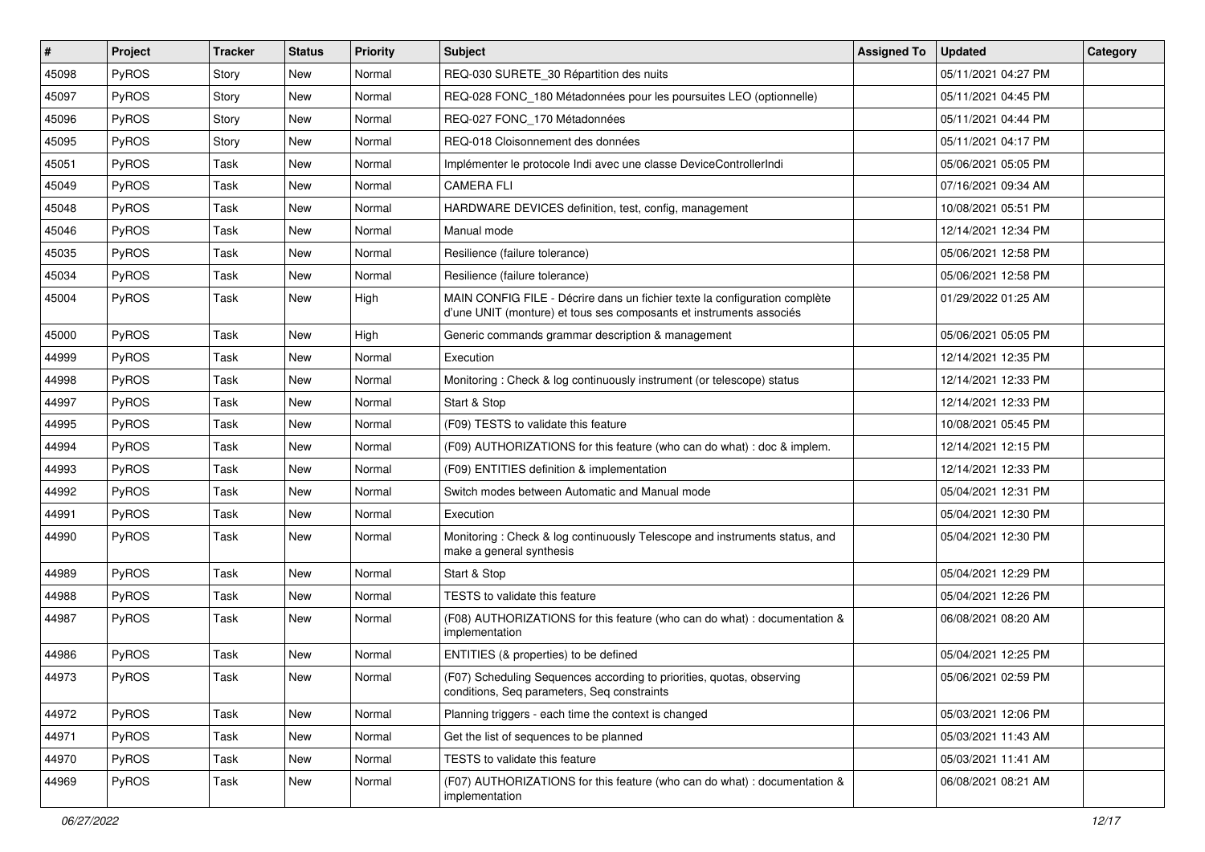| # | Project | Tracker | Status | Priority | Subject | Assigned To | Updated | Category |
|---|---|---|---|---|---|---|---|---|
| 45098 | PyROS | Story | New | Normal | REQ-030 SURETE_30 Répartition des nuits | | 05/11/2021 04:27 PM | |
| 45097 | PyROS | Story | New | Normal | REQ-028 FONC_180 Métadonnées pour les poursuites LEO (optionnelle) | | 05/11/2021 04:45 PM | |
| 45096 | PyROS | Story | New | Normal | REQ-027 FONC_170 Métadonnées | | 05/11/2021 04:44 PM | |
| 45095 | PyROS | Story | New | Normal | REQ-018 Cloisonnement des données | | 05/11/2021 04:17 PM | |
| 45051 | PyROS | Task | New | Normal | Implémenter le protocole Indi avec une classe DeviceControllerIndi | | 05/06/2021 05:05 PM | |
| 45049 | PyROS | Task | New | Normal | CAMERA FLI | | 07/16/2021 09:34 AM | |
| 45048 | PyROS | Task | New | Normal | HARDWARE DEVICES definition, test, config, management | | 10/08/2021 05:51 PM | |
| 45046 | PyROS | Task | New | Normal | Manual mode | | 12/14/2021 12:34 PM | |
| 45035 | PyROS | Task | New | Normal | Resilience (failure tolerance) | | 05/06/2021 12:58 PM | |
| 45034 | PyROS | Task | New | Normal | Resilience (failure tolerance) | | 05/06/2021 12:58 PM | |
| 45004 | PyROS | Task | New | High | MAIN CONFIG FILE - Décrire dans un fichier texte la configuration complète d'une UNIT (monture) et tous ses composants et instruments associés | | 01/29/2022 01:25 AM | |
| 45000 | PyROS | Task | New | High | Generic commands grammar description & management | | 05/06/2021 05:05 PM | |
| 44999 | PyROS | Task | New | Normal | Execution | | 12/14/2021 12:35 PM | |
| 44998 | PyROS | Task | New | Normal | Monitoring : Check & log continuously instrument (or telescope) status | | 12/14/2021 12:33 PM | |
| 44997 | PyROS | Task | New | Normal | Start & Stop | | 12/14/2021 12:33 PM | |
| 44995 | PyROS | Task | New | Normal | (F09) TESTS to validate this feature | | 10/08/2021 05:45 PM | |
| 44994 | PyROS | Task | New | Normal | (F09) AUTHORIZATIONS for this feature (who can do what) : doc & implem. | | 12/14/2021 12:15 PM | |
| 44993 | PyROS | Task | New | Normal | (F09) ENTITIES definition & implementation | | 12/14/2021 12:33 PM | |
| 44992 | PyROS | Task | New | Normal | Switch modes between Automatic and Manual mode | | 05/04/2021 12:31 PM | |
| 44991 | PyROS | Task | New | Normal | Execution | | 05/04/2021 12:30 PM | |
| 44990 | PyROS | Task | New | Normal | Monitoring : Check & log continuously Telescope and instruments status, and make a general synthesis | | 05/04/2021 12:30 PM | |
| 44989 | PyROS | Task | New | Normal | Start & Stop | | 05/04/2021 12:29 PM | |
| 44988 | PyROS | Task | New | Normal | TESTS to validate this feature | | 05/04/2021 12:26 PM | |
| 44987 | PyROS | Task | New | Normal | (F08) AUTHORIZATIONS for this feature (who can do what) : documentation & implementation | | 06/08/2021 08:20 AM | |
| 44986 | PyROS | Task | New | Normal | ENTITIES (& properties) to be defined | | 05/04/2021 12:25 PM | |
| 44973 | PyROS | Task | New | Normal | (F07) Scheduling Sequences according to priorities, quotas, observing conditions, Seq parameters, Seq constraints | | 05/06/2021 02:59 PM | |
| 44972 | PyROS | Task | New | Normal | Planning triggers - each time the context is changed | | 05/03/2021 12:06 PM | |
| 44971 | PyROS | Task | New | Normal | Get the list of sequences to be planned | | 05/03/2021 11:43 AM | |
| 44970 | PyROS | Task | New | Normal | TESTS to validate this feature | | 05/03/2021 11:41 AM | |
| 44969 | PyROS | Task | New | Normal | (F07) AUTHORIZATIONS for this feature (who can do what) : documentation & implementation | | 06/08/2021 08:21 AM | |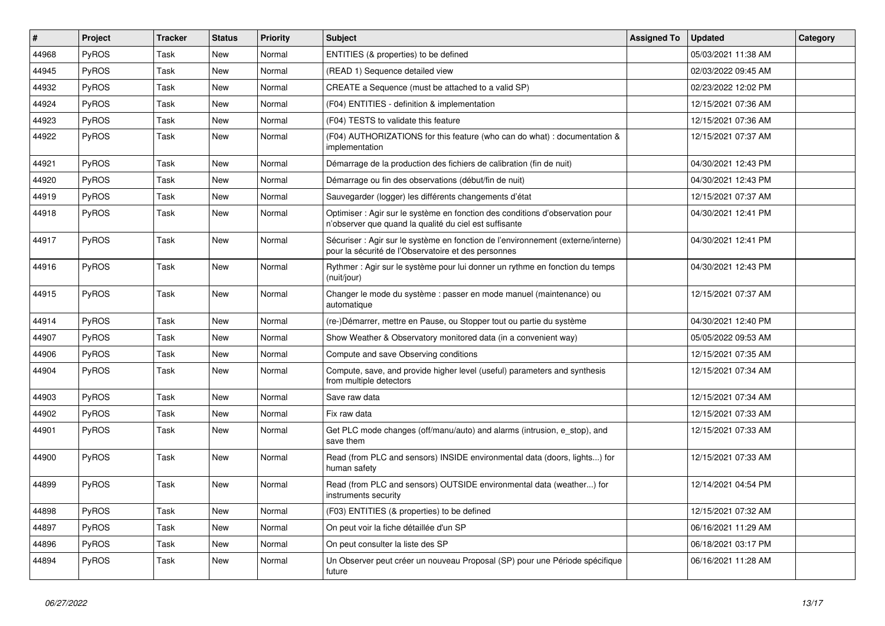| # | Project | Tracker | Status | Priority | Subject | Assigned To | Updated | Category |
|---|---|---|---|---|---|---|---|---|
| 44968 | PyROS | Task | New | Normal | ENTITIES (& properties) to be defined | | 05/03/2021 11:38 AM | |
| 44945 | PyROS | Task | New | Normal | (READ 1) Sequence detailed view | | 02/03/2022 09:45 AM | |
| 44932 | PyROS | Task | New | Normal | CREATE a Sequence (must be attached to a valid SP) | | 02/23/2022 12:02 PM | |
| 44924 | PyROS | Task | New | Normal | (F04) ENTITIES - definition & implementation | | 12/15/2021 07:36 AM | |
| 44923 | PyROS | Task | New | Normal | (F04) TESTS to validate this feature | | 12/15/2021 07:36 AM | |
| 44922 | PyROS | Task | New | Normal | (F04) AUTHORIZATIONS for this feature (who can do what) : documentation & implementation | | 12/15/2021 07:37 AM | |
| 44921 | PyROS | Task | New | Normal | Démarrage de la production des fichiers de calibration (fin de nuit) | | 04/30/2021 12:43 PM | |
| 44920 | PyROS | Task | New | Normal | Démarrage ou fin des observations (début/fin de nuit) | | 04/30/2021 12:43 PM | |
| 44919 | PyROS | Task | New | Normal | Sauvegarder (logger) les différents changements d'état | | 12/15/2021 07:37 AM | |
| 44918 | PyROS | Task | New | Normal | Optimiser : Agir sur le système en fonction des conditions d'observation pour n'observer que quand la qualité du ciel est suffisante | | 04/30/2021 12:41 PM | |
| 44917 | PyROS | Task | New | Normal | Sécuriser : Agir sur le système en fonction de l'environnement (externe/interne) pour la sécurité de l'Observatoire et des personnes | | 04/30/2021 12:41 PM | |
| 44916 | PyROS | Task | New | Normal | Rythmer : Agir sur le système pour lui donner un rythme en fonction du temps (nuit/jour) | | 04/30/2021 12:43 PM | |
| 44915 | PyROS | Task | New | Normal | Changer le mode du système : passer en mode manuel (maintenance) ou automatique | | 12/15/2021 07:37 AM | |
| 44914 | PyROS | Task | New | Normal | (re-)Démarrer, mettre en Pause, ou Stopper tout ou partie du système | | 04/30/2021 12:40 PM | |
| 44907 | PyROS | Task | New | Normal | Show Weather & Observatory monitored data (in a convenient way) | | 05/05/2022 09:53 AM | |
| 44906 | PyROS | Task | New | Normal | Compute and save Observing conditions | | 12/15/2021 07:35 AM | |
| 44904 | PyROS | Task | New | Normal | Compute, save, and provide higher level (useful) parameters and synthesis from multiple detectors | | 12/15/2021 07:34 AM | |
| 44903 | PyROS | Task | New | Normal | Save raw data | | 12/15/2021 07:34 AM | |
| 44902 | PyROS | Task | New | Normal | Fix raw data | | 12/15/2021 07:33 AM | |
| 44901 | PyROS | Task | New | Normal | Get PLC mode changes (off/manu/auto) and alarms (intrusion, e_stop), and save them | | 12/15/2021 07:33 AM | |
| 44900 | PyROS | Task | New | Normal | Read (from PLC and sensors) INSIDE environmental data (doors, lights...) for human safety | | 12/15/2021 07:33 AM | |
| 44899 | PyROS | Task | New | Normal | Read (from PLC and sensors) OUTSIDE environmental data (weather...) for instruments security | | 12/14/2021 04:54 PM | |
| 44898 | PyROS | Task | New | Normal | (F03) ENTITIES (& properties) to be defined | | 12/15/2021 07:32 AM | |
| 44897 | PyROS | Task | New | Normal | On peut voir la fiche détaillée d'un SP | | 06/16/2021 11:29 AM | |
| 44896 | PyROS | Task | New | Normal | On peut consulter la liste des SP | | 06/18/2021 03:17 PM | |
| 44894 | PyROS | Task | New | Normal | Un Observer peut créer un nouveau Proposal (SP) pour une Période spécifique future | | 06/16/2021 11:28 AM | |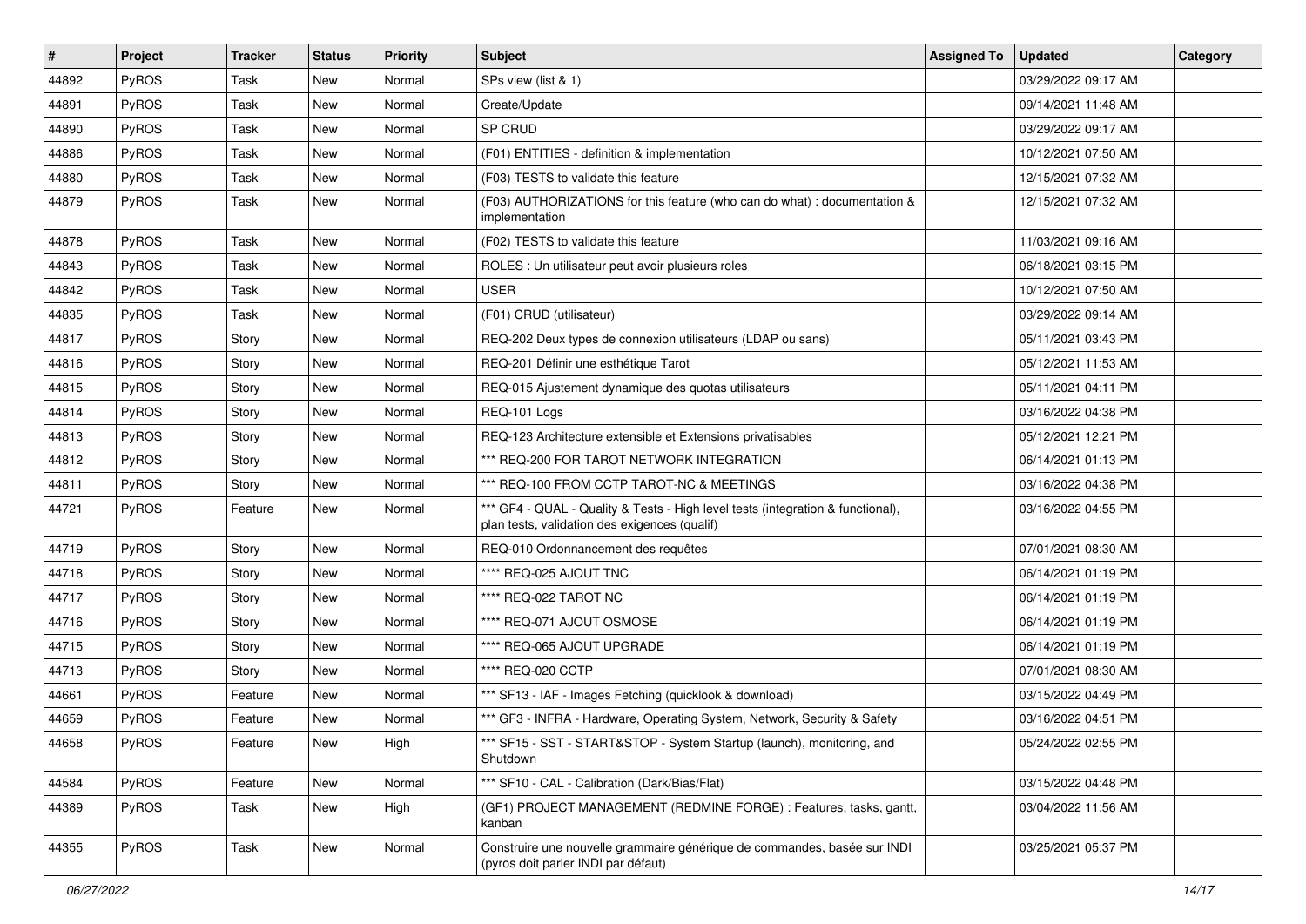| # | Project | Tracker | Status | Priority | Subject | Assigned To | Updated | Category |
|---|---|---|---|---|---|---|---|---|
| 44892 | PyROS | Task | New | Normal | SPs view (list & 1) | | 03/29/2022 09:17 AM | |
| 44891 | PyROS | Task | New | Normal | Create/Update | | 09/14/2021 11:48 AM | |
| 44890 | PyROS | Task | New | Normal | SP CRUD | | 03/29/2022 09:17 AM | |
| 44886 | PyROS | Task | New | Normal | (F01) ENTITIES - definition & implementation | | 10/12/2021 07:50 AM | |
| 44880 | PyROS | Task | New | Normal | (F03) TESTS to validate this feature | | 12/15/2021 07:32 AM | |
| 44879 | PyROS | Task | New | Normal | (F03) AUTHORIZATIONS for this feature (who can do what) : documentation & implementation | | 12/15/2021 07:32 AM | |
| 44878 | PyROS | Task | New | Normal | (F02) TESTS to validate this feature | | 11/03/2021 09:16 AM | |
| 44843 | PyROS | Task | New | Normal | ROLES : Un utilisateur peut avoir plusieurs roles | | 06/18/2021 03:15 PM | |
| 44842 | PyROS | Task | New | Normal | USER | | 10/12/2021 07:50 AM | |
| 44835 | PyROS | Task | New | Normal | (F01) CRUD (utilisateur) | | 03/29/2022 09:14 AM | |
| 44817 | PyROS | Story | New | Normal | REQ-202 Deux types de connexion utilisateurs (LDAP ou sans) | | 05/11/2021 03:43 PM | |
| 44816 | PyROS | Story | New | Normal | REQ-201 Définir une esthétique Tarot | | 05/12/2021 11:53 AM | |
| 44815 | PyROS | Story | New | Normal | REQ-015 Ajustement dynamique des quotas utilisateurs | | 05/11/2021 04:11 PM | |
| 44814 | PyROS | Story | New | Normal | REQ-101 Logs | | 03/16/2022 04:38 PM | |
| 44813 | PyROS | Story | New | Normal | REQ-123 Architecture extensible et Extensions privatisables | | 05/12/2021 12:21 PM | |
| 44812 | PyROS | Story | New | Normal | *** REQ-200 FOR TAROT NETWORK INTEGRATION | | 06/14/2021 01:13 PM | |
| 44811 | PyROS | Story | New | Normal | *** REQ-100 FROM CCTP TAROT-NC & MEETINGS | | 03/16/2022 04:38 PM | |
| 44721 | PyROS | Feature | New | Normal | *** GF4 - QUAL - Quality & Tests - High level tests (integration & functional), plan tests, validation des exigences (qualif) | | 03/16/2022 04:55 PM | |
| 44719 | PyROS | Story | New | Normal | REQ-010 Ordonnancement des requêtes | | 07/01/2021 08:30 AM | |
| 44718 | PyROS | Story | New | Normal | **** REQ-025 AJOUT TNC | | 06/14/2021 01:19 PM | |
| 44717 | PyROS | Story | New | Normal | **** REQ-022 TAROT NC | | 06/14/2021 01:19 PM | |
| 44716 | PyROS | Story | New | Normal | **** REQ-071 AJOUT OSMOSE | | 06/14/2021 01:19 PM | |
| 44715 | PyROS | Story | New | Normal | **** REQ-065 AJOUT UPGRADE | | 06/14/2021 01:19 PM | |
| 44713 | PyROS | Story | New | Normal | **** REQ-020 CCTP | | 07/01/2021 08:30 AM | |
| 44661 | PyROS | Feature | New | Normal | *** SF13 - IAF - Images Fetching (quicklook & download) | | 03/15/2022 04:49 PM | |
| 44659 | PyROS | Feature | New | Normal | *** GF3 - INFRA - Hardware, Operating System, Network, Security & Safety | | 03/16/2022 04:51 PM | |
| 44658 | PyROS | Feature | New | High | *** SF15 - SST - START&STOP - System Startup (launch), monitoring, and Shutdown | | 05/24/2022 02:55 PM | |
| 44584 | PyROS | Feature | New | Normal | *** SF10 - CAL - Calibration (Dark/Bias/Flat) | | 03/15/2022 04:48 PM | |
| 44389 | PyROS | Task | New | High | (GF1) PROJECT MANAGEMENT (REDMINE FORGE) : Features, tasks, gantt, kanban | | 03/04/2022 11:56 AM | |
| 44355 | PyROS | Task | New | Normal | Construire une nouvelle grammaire générique de commandes, basée sur INDI (pyros doit parler INDI par défaut) | | 03/25/2021 05:37 PM | |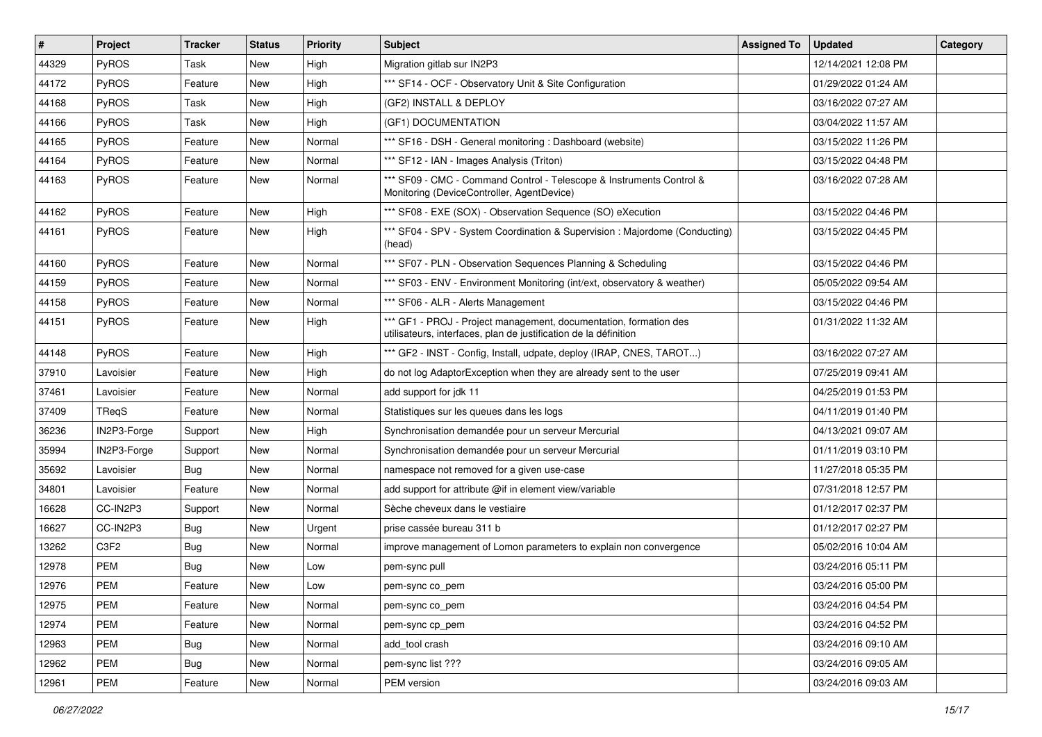| # | Project | Tracker | Status | Priority | Subject | Assigned To | Updated | Category |
|---|---|---|---|---|---|---|---|---|
| 44329 | PyROS | Task | New | High | Migration gitlab sur IN2P3 | | 12/14/2021 12:08 PM | |
| 44172 | PyROS | Feature | New | High | *** SF14 - OCF - Observatory Unit & Site Configuration | | 01/29/2022 01:24 AM | |
| 44168 | PyROS | Task | New | High | (GF2) INSTALL & DEPLOY | | 03/16/2022 07:27 AM | |
| 44166 | PyROS | Task | New | High | (GF1) DOCUMENTATION | | 03/04/2022 11:57 AM | |
| 44165 | PyROS | Feature | New | Normal | *** SF16 - DSH - General monitoring : Dashboard (website) | | 03/15/2022 11:26 PM | |
| 44164 | PyROS | Feature | New | Normal | *** SF12 - IAN - Images Analysis (Triton) | | 03/15/2022 04:48 PM | |
| 44163 | PyROS | Feature | New | Normal | *** SF09 - CMC - Command Control - Telescope & Instruments Control & Monitoring (DeviceController, AgentDevice) | | 03/16/2022 07:28 AM | |
| 44162 | PyROS | Feature | New | High | *** SF08 - EXE (SOX) - Observation Sequence (SO) eXecution | | 03/15/2022 04:46 PM | |
| 44161 | PyROS | Feature | New | High | *** SF04 - SPV - System Coordination & Supervision : Majordome (Conducting) (head) | | 03/15/2022 04:45 PM | |
| 44160 | PyROS | Feature | New | Normal | *** SF07 - PLN - Observation Sequences Planning & Scheduling | | 03/15/2022 04:46 PM | |
| 44159 | PyROS | Feature | New | Normal | *** SF03 - ENV - Environment Monitoring (int/ext, observatory & weather) | | 05/05/2022 09:54 AM | |
| 44158 | PyROS | Feature | New | Normal | *** SF06 - ALR - Alerts Management | | 03/15/2022 04:46 PM | |
| 44151 | PyROS | Feature | New | High | *** GF1 - PROJ - Project management, documentation, formation des utilisateurs, interfaces, plan de justification de la définition | | 01/31/2022 11:32 AM | |
| 44148 | PyROS | Feature | New | High | *** GF2 - INST - Config, Install, udpate, deploy (IRAP, CNES, TAROT...) | | 03/16/2022 07:27 AM | |
| 37910 | Lavoisier | Feature | New | High | do not log AdaptorException when they are already sent to the user | | 07/25/2019 09:41 AM | |
| 37461 | Lavoisier | Feature | New | Normal | add support for jdk 11 | | 04/25/2019 01:53 PM | |
| 37409 | TReqS | Feature | New | Normal | Statistiques sur les queues dans les logs | | 04/11/2019 01:40 PM | |
| 36236 | IN2P3-Forge | Support | New | High | Synchronisation demandée pour un serveur Mercurial | | 04/13/2021 09:07 AM | |
| 35994 | IN2P3-Forge | Support | New | Normal | Synchronisation demandée pour un serveur Mercurial | | 01/11/2019 03:10 PM | |
| 35692 | Lavoisier | Bug | New | Normal | namespace not removed for a given use-case | | 11/27/2018 05:35 PM | |
| 34801 | Lavoisier | Feature | New | Normal | add support for attribute @if in element view/variable | | 07/31/2018 12:57 PM | |
| 16628 | CC-IN2P3 | Support | New | Normal | Sèche cheveux dans le vestiaire | | 01/12/2017 02:37 PM | |
| 16627 | CC-IN2P3 | Bug | New | Urgent | prise cassée bureau 311 b | | 01/12/2017 02:27 PM | |
| 13262 | C3F2 | Bug | New | Normal | improve management of Lomon parameters to explain non convergence | | 05/02/2016 10:04 AM | |
| 12978 | PEM | Bug | New | Low | pem-sync pull | | 03/24/2016 05:11 PM | |
| 12976 | PEM | Feature | New | Low | pem-sync co_pem | | 03/24/2016 05:00 PM | |
| 12975 | PEM | Feature | New | Normal | pem-sync co_pem | | 03/24/2016 04:54 PM | |
| 12974 | PEM | Feature | New | Normal | pem-sync cp_pem | | 03/24/2016 04:52 PM | |
| 12963 | PEM | Bug | New | Normal | add_tool crash | | 03/24/2016 09:10 AM | |
| 12962 | PEM | Bug | New | Normal | pem-sync list ??? | | 03/24/2016 09:05 AM | |
| 12961 | PEM | Feature | New | Normal | PEM version | | 03/24/2016 09:03 AM | |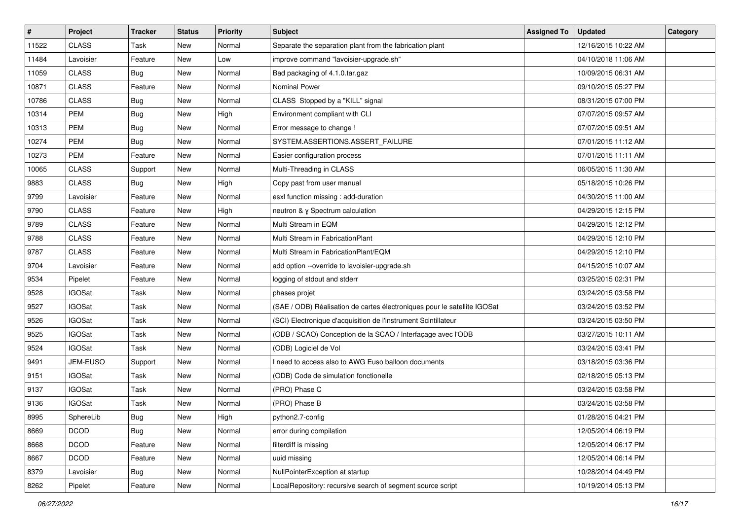| # | Project | Tracker | Status | Priority | Subject | Assigned To | Updated | Category |
|---|---|---|---|---|---|---|---|---|
| 11522 | CLASS | Task | New | Normal | Separate the separation plant from the fabrication plant | | 12/16/2015 10:22 AM | |
| 11484 | Lavoisier | Feature | New | Low | improve command "lavoisier-upgrade.sh" | | 04/10/2018 11:06 AM | |
| 11059 | CLASS | Bug | New | Normal | Bad packaging of 4.1.0.tar.gaz | | 10/09/2015 06:31 AM | |
| 10871 | CLASS | Feature | New | Normal | Nominal Power | | 09/10/2015 05:27 PM | |
| 10786 | CLASS | Bug | New | Normal | CLASS Stopped by a "KILL" signal | | 08/31/2015 07:00 PM | |
| 10314 | PEM | Bug | New | High | Environment compliant with CLI | | 07/07/2015 09:57 AM | |
| 10313 | PEM | Bug | New | Normal | Error message to change ! | | 07/07/2015 09:51 AM | |
| 10274 | PEM | Bug | New | Normal | SYSTEM.ASSERTIONS.ASSERT_FAILURE | | 07/01/2015 11:12 AM | |
| 10273 | PEM | Feature | New | Normal | Easier configuration process | | 07/01/2015 11:11 AM | |
| 10065 | CLASS | Support | New | Normal | Multi-Threading in CLASS | | 06/05/2015 11:30 AM | |
| 9883 | CLASS | Bug | New | High | Copy past from user manual | | 05/18/2015 10:26 PM | |
| 9799 | Lavoisier | Feature | New | Normal | esxl function missing : add-duration | | 04/30/2015 11:00 AM | |
| 9790 | CLASS | Feature | New | High | neutron & γ Spectrum calculation | | 04/29/2015 12:15 PM | |
| 9789 | CLASS | Feature | New | Normal | Multi Stream in EQM | | 04/29/2015 12:12 PM | |
| 9788 | CLASS | Feature | New | Normal | Multi Stream in FabricationPlant | | 04/29/2015 12:10 PM | |
| 9787 | CLASS | Feature | New | Normal | Multi Stream in FabricationPlant/EQM | | 04/29/2015 12:10 PM | |
| 9704 | Lavoisier | Feature | New | Normal | add option --override to lavoisier-upgrade.sh | | 04/15/2015 10:07 AM | |
| 9534 | Pipelet | Feature | New | Normal | logging of stdout and stderr | | 03/25/2015 02:31 PM | |
| 9528 | IGOSat | Task | New | Normal | phases projet | | 03/24/2015 03:58 PM | |
| 9527 | IGOSat | Task | New | Normal | (SAE / ODB) Réalisation de cartes électroniques pour le satellite IGOSat | | 03/24/2015 03:52 PM | |
| 9526 | IGOSat | Task | New | Normal | (SCI) Electronique d'acquisition de l'instrument Scintillateur | | 03/24/2015 03:50 PM | |
| 9525 | IGOSat | Task | New | Normal | (ODB / SCAO) Conception de la SCAO / Interfaçage avec l'ODB | | 03/27/2015 10:11 AM | |
| 9524 | IGOSat | Task | New | Normal | (ODB) Logiciel de Vol | | 03/24/2015 03:41 PM | |
| 9491 | JEM-EUSO | Support | New | Normal | I need to access also to AWG Euso balloon documents | | 03/18/2015 03:36 PM | |
| 9151 | IGOSat | Task | New | Normal | (ODB) Code de simulation fonctionelle | | 02/18/2015 05:13 PM | |
| 9137 | IGOSat | Task | New | Normal | (PRO) Phase C | | 03/24/2015 03:58 PM | |
| 9136 | IGOSat | Task | New | Normal | (PRO) Phase B | | 03/24/2015 03:58 PM | |
| 8995 | SphereLib | Bug | New | High | python2.7-config | | 01/28/2015 04:21 PM | |
| 8669 | DCOD | Bug | New | Normal | error during compilation | | 12/05/2014 06:19 PM | |
| 8668 | DCOD | Feature | New | Normal | filterdiff is missing | | 12/05/2014 06:17 PM | |
| 8667 | DCOD | Feature | New | Normal | uuid missing | | 12/05/2014 06:14 PM | |
| 8379 | Lavoisier | Bug | New | Normal | NullPointerException at startup | | 10/28/2014 04:49 PM | |
| 8262 | Pipelet | Feature | New | Normal | LocalRepository: recursive search of segment source script | | 10/19/2014 05:13 PM | |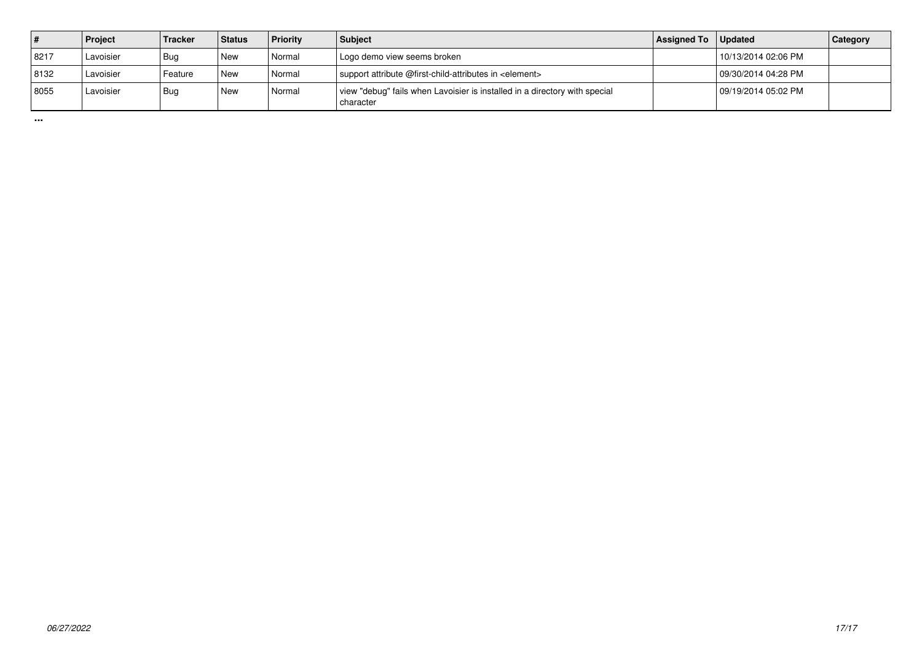| # | Project | Tracker | Status | Priority | Subject | Assigned To | Updated | Category |
|---|---|---|---|---|---|---|---|---|
| 8217 | Lavoisier | Bug | New | Normal | Logo demo view seems broken | | 10/13/2014 02:06 PM | |
| 8132 | Lavoisier | Feature | New | Normal | support attribute @first-child-attributes in <element> | | 09/30/2014 04:28 PM | |
| 8055 | Lavoisier | Bug | New | Normal | view "debug" fails when Lavoisier is installed in a directory with special character | | 09/19/2014 05:02 PM | |

**...**